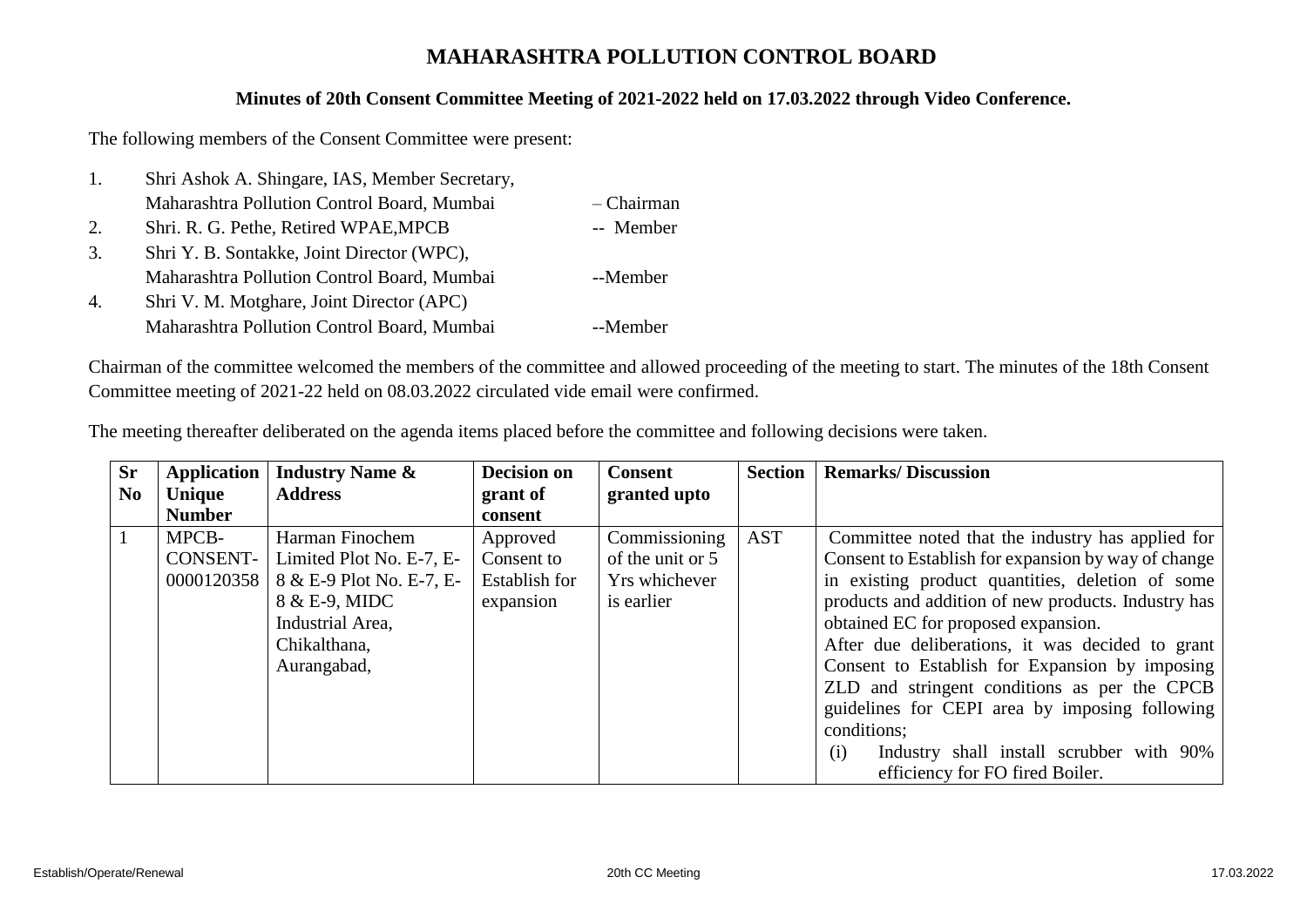# MAHARASHTRA POLLUTION CONTROL BOARD

**Minutes of 20th Consent Committee Meeting of 2021-2022 held on 17.03.2022 through Video Conference.**

The following members of the Consent Committee were present:

1. Shri Ashok A. Shingare, IAS, Member Secretary, Maharashtra Pollution Control Board, Mumbai – Chairman
2. Shri. R. G. Pethe, Retired WPAE,MPCB -- Member
3. Shri Y. B. Sontakke, Joint Director (WPC), Maharashtra Pollution Control Board, Mumbai --Member
4. Shri V. M. Motghare, Joint Director (APC) Maharashtra Pollution Control Board, Mumbai --Member

Chairman of the committee welcomed the members of the committee and allowed proceeding of the meeting to start. The minutes of the 18th Consent Committee meeting of 2021-22 held on 08.03.2022 circulated vide email were confirmed.

The meeting thereafter deliberated on the agenda items placed before the committee and following decisions were taken.

| Sr No | Application Unique Number | Industry Name & Address | Decision on grant of consent | Consent granted upto | Section | Remarks/ Discussion |
|---|---|---|---|---|---|---|
| 1 | MPCB-CONSENT-0000120358 | Harman Finochem Limited Plot No. E-7, E-8 & E-9 Plot No. E-7, E-8 & E-9, MIDC Industrial Area, Chikalthana, Aurangabad, | Approved Consent to Establish for expansion | Commissioning of the unit or 5 Yrs whichever is earlier | AST | Committee noted that the industry has applied for Consent to Establish for expansion by way of change in existing product quantities, deletion of some products and addition of new products. Industry has obtained EC for proposed expansion.<br>After due deliberations, it was decided to grant Consent to Establish for Expansion by imposing ZLD and stringent conditions as per the CPCB guidelines for CEPI area by imposing following conditions;<br>(i) Industry shall install scrubber with 90% efficiency for FO fired Boiler. |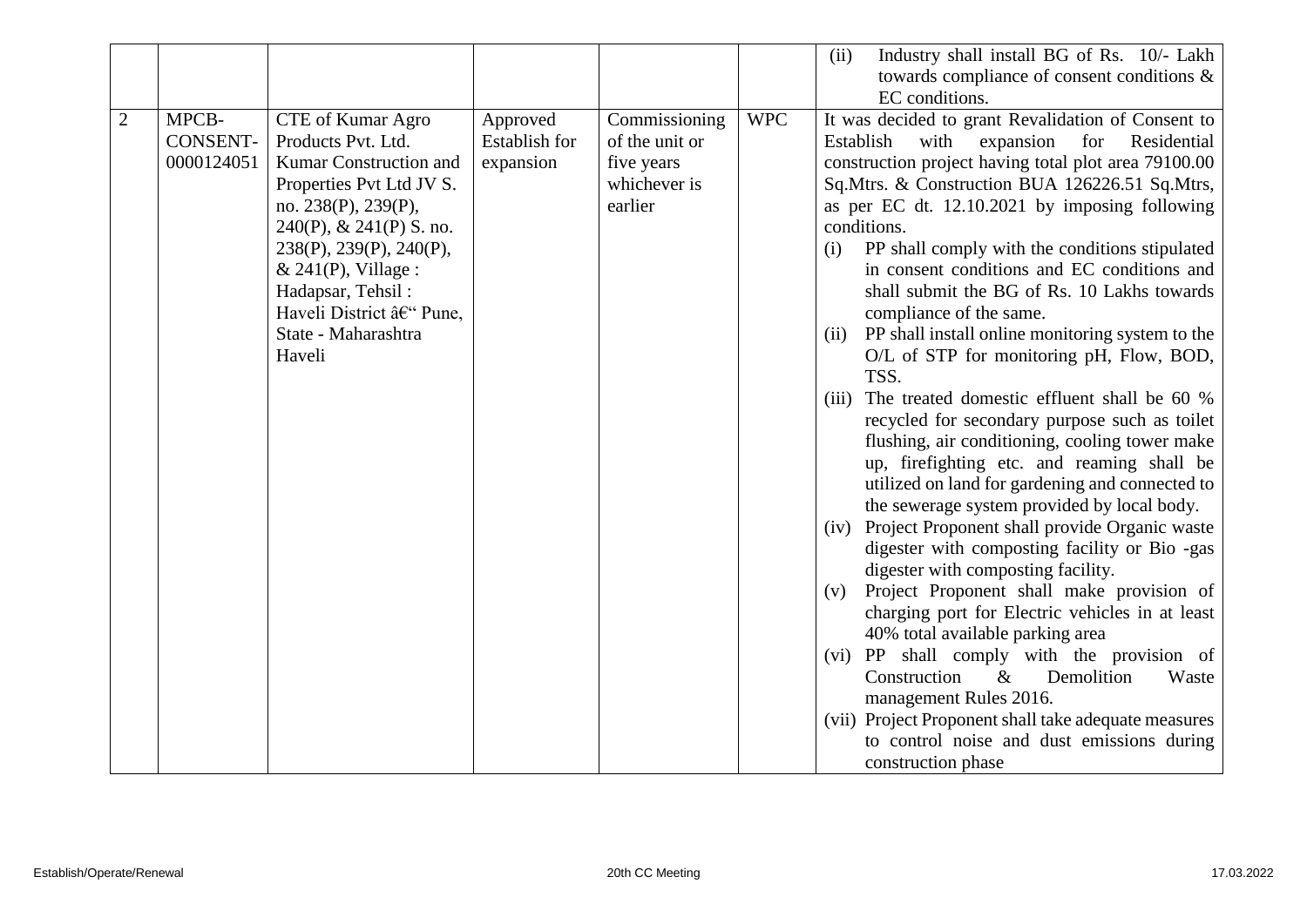| | | | | | | |
|---|---|---|---|---|---|---|
| | | | | | | (ii) Industry shall install BG of Rs. 10/- Lakh towards compliance of consent conditions & EC conditions. |
| 2 | MPCB-CONSENT-0000124051 | CTE of Kumar Agro Products Pvt. Ltd. Kumar Construction and Properties Pvt Ltd JV S. no. 238(P), 239(P), 240(P), & 241(P) S. no. 238(P), 239(P), 240(P), & 241(P), Village : Hadapsar, Tehsil : Haveli District â€" Pune, State - Maharashtra Haveli | Approved Establish for expansion | Commissioning of the unit or five years whichever is earlier | WPC | It was decided to grant Revalidation of Consent to Establish with expansion for Residential construction project having total plot area 79100.00 Sq.Mtrs. & Construction BUA 126226.51 Sq.Mtrs, as per EC dt. 12.10.2021 by imposing following conditions.<br>(i) PP shall comply with the conditions stipulated in consent conditions and EC conditions and shall submit the BG of Rs. 10 Lakhs towards compliance of the same.<br>(ii) PP shall install online monitoring system to the O/L of STP for monitoring pH, Flow, BOD, TSS.<br>(iii) The treated domestic effluent shall be 60 % recycled for secondary purpose such as toilet flushing, air conditioning, cooling tower make up, firefighting etc. and reaming shall be utilized on land for gardening and connected to the sewerage system provided by local body.<br>(iv) Project Proponent shall provide Organic waste digester with composting facility or Bio -gas digester with composting facility.<br>(v) Project Proponent shall make provision of charging port for Electric vehicles in at least 40% total available parking area<br>(vi) PP shall comply with the provision of Construction & Demolition Waste management Rules 2016.<br>(vii) Project Proponent shall take adequate measures to control noise and dust emissions during construction phase |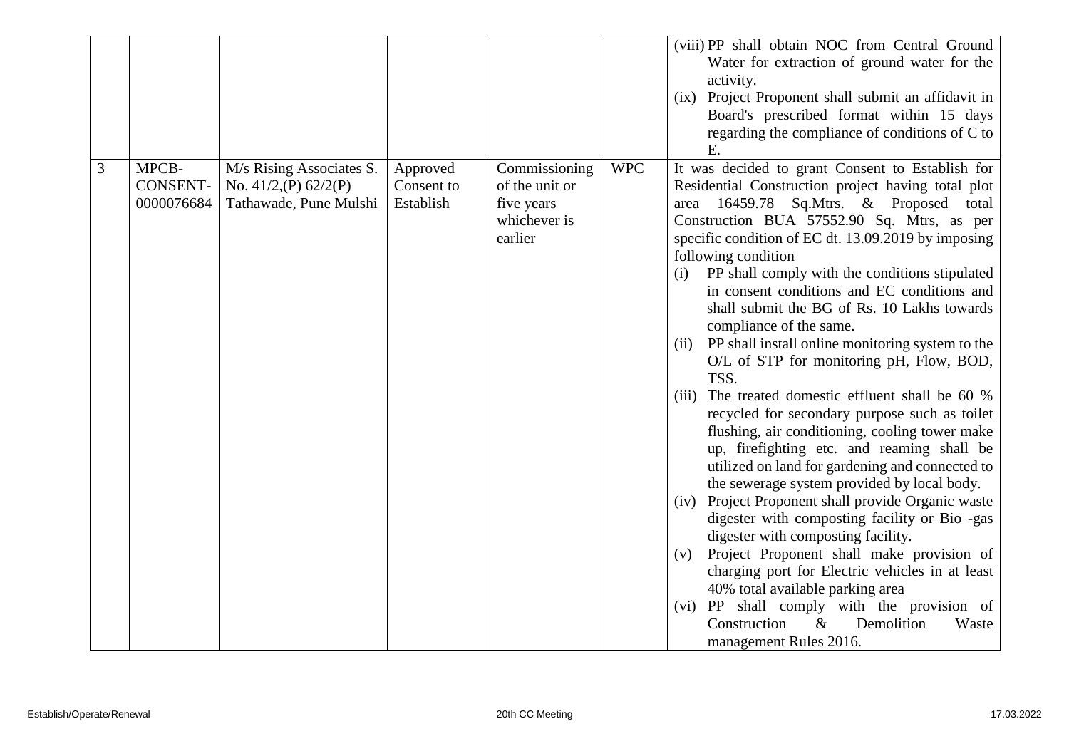| | | | | | | |
|---|---|---|---|---|---|---|
| | | | | | | (viii) PP shall obtain NOC from Central Ground Water for extraction of ground water for the activity.<br>(ix) Project Proponent shall submit an affidavit in Board's prescribed format within 15 days regarding the compliance of conditions of C to E. |
| 3 | MPCB-CONSENT-0000076684 | M/s Rising Associates S. No. 41/2,(P) 62/2(P) Tathawade, Pune Mulshi | Approved Consent to Establish | Commissioning of the unit or five years whichever is earlier | WPC | It was decided to grant Consent to Establish for Residential Construction project having total plot area 16459.78 Sq.Mtrs. & Proposed total Construction BUA 57552.90 Sq. Mtrs, as per specific condition of EC dt. 13.09.2019 by imposing following condition<br>(i) PP shall comply with the conditions stipulated in consent conditions and EC conditions and shall submit the BG of Rs. 10 Lakhs towards compliance of the same.<br>(ii) PP shall install online monitoring system to the O/L of STP for monitoring pH, Flow, BOD, TSS.<br>(iii) The treated domestic effluent shall be 60 % recycled for secondary purpose such as toilet flushing, air conditioning, cooling tower make up, firefighting etc. and reaming shall be utilized on land for gardening and connected to the sewerage system provided by local body.<br>(iv) Project Proponent shall provide Organic waste digester with composting facility or Bio -gas digester with composting facility.<br>(v) Project Proponent shall make provision of charging port for Electric vehicles in at least 40% total available parking area<br>(vi) PP shall comply with the provision of Construction & Demolition Waste management Rules 2016. |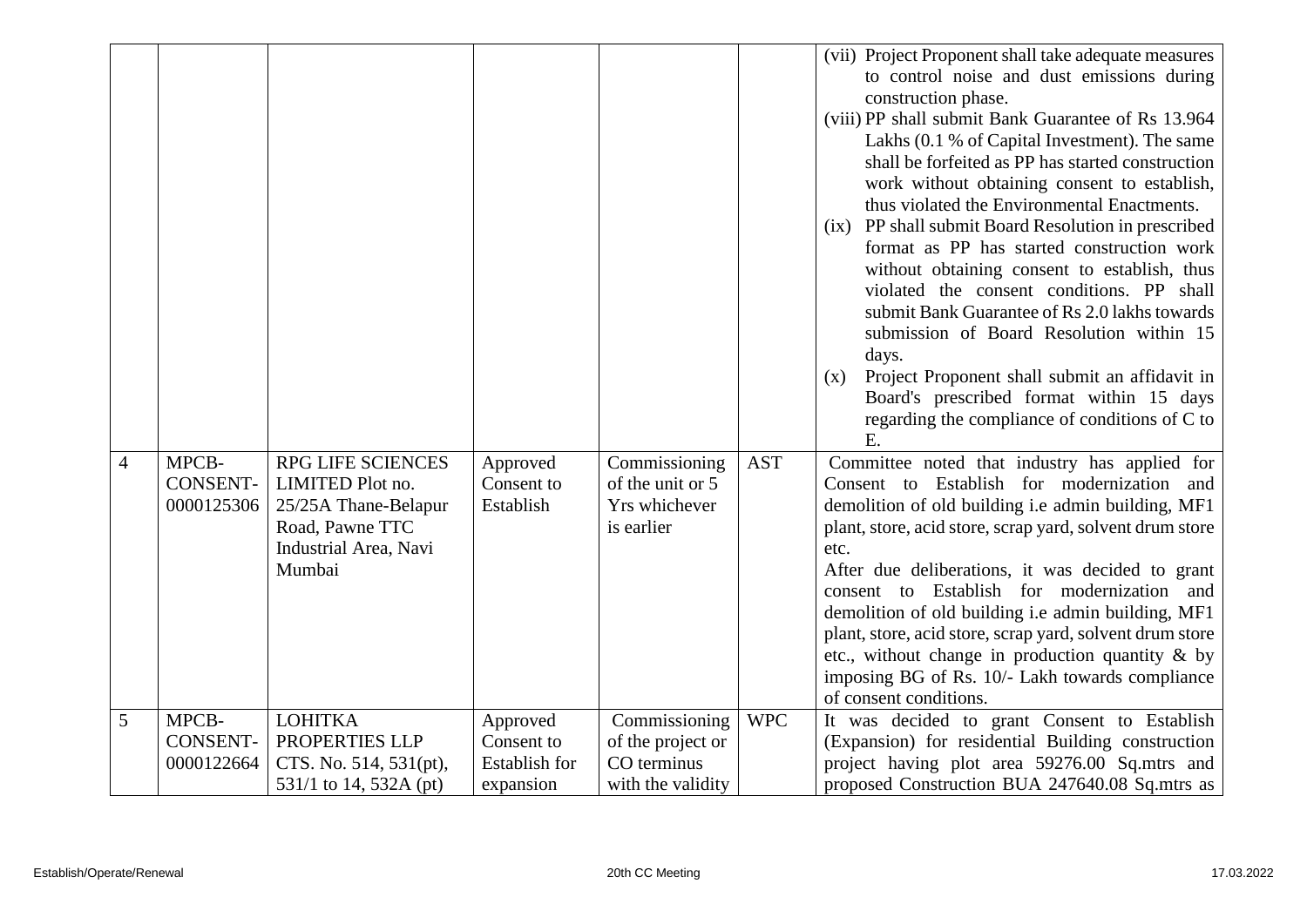| | | | | | | |
|---|---|---|---|---|---|---|
| | | | | | | (vii) Project Proponent shall take adequate measures to control noise and dust emissions during construction phase.<br>(viii) PP shall submit Bank Guarantee of Rs 13.964 Lakhs (0.1 % of Capital Investment). The same shall be forfeited as PP has started construction work without obtaining consent to establish, thus violated the Environmental Enactments.<br>(ix) PP shall submit Board Resolution in prescribed format as PP has started construction work without obtaining consent to establish, thus violated the consent conditions. PP shall submit Bank Guarantee of Rs 2.0 lakhs towards submission of Board Resolution within 15 days.<br>(x) Project Proponent shall submit an affidavit in Board's prescribed format within 15 days regarding the compliance of conditions of C to E. |
| 4 | MPCB-CONSENT-0000125306 | RPG LIFE SCIENCES LIMITED Plot no. 25/25A Thane-Belapur Road, Pawne TTC Industrial Area, Navi Mumbai | Approved Consent to Establish | Commissioning of the unit or 5 Yrs whichever is earlier | AST | Committee noted that industry has applied for Consent to Establish for modernization and demolition of old building i.e admin building, MF1 plant, store, acid store, scrap yard, solvent drum store etc.<br>After due deliberations, it was decided to grant consent to Establish for modernization and demolition of old building i.e admin building, MF1 plant, store, acid store, scrap yard, solvent drum store etc., without change in production quantity & by imposing BG of Rs. 10/- Lakh towards compliance of consent conditions. |
| 5 | MPCB-CONSENT-0000122664 | LOHITKA PROPERTIES LLP CTS. No. 514, 531(pt), 531/1 to 14, 532A (pt) | Approved Consent to Establish for expansion | Commissioning of the project or CO terminus with the validity | WPC | It was decided to grant Consent to Establish (Expansion) for residential Building construction project having plot area 59276.00 Sq.mtrs and proposed Construction BUA 247640.08 Sq.mtrs as |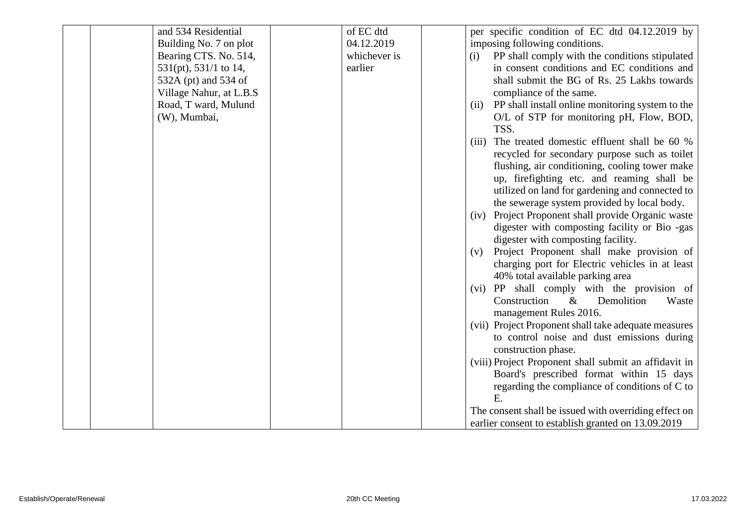|  |  | and 534 Residential Building No. 7 on plot Bearing CTS. No. 514, 531(pt), 531/1 to 14, 532A (pt) and 534 of Village Nahur, at L.B.S Road, T ward, Mulund (W), Mumbai, |  | of EC dtd 04.12.2019 whichever is earlier |  | per specific condition of EC dtd 04.12.2019 by imposing following conditions.<br>(i) PP shall comply with the conditions stipulated in consent conditions and EC conditions and shall submit the BG of Rs. 25 Lakhs towards compliance of the same.<br>(ii) PP shall install online monitoring system to the O/L of STP for monitoring pH, Flow, BOD, TSS.<br>(iii) The treated domestic effluent shall be 60 % recycled for secondary purpose such as toilet flushing, air conditioning, cooling tower make up, firefighting etc. and reaming shall be utilized on land for gardening and connected to the sewerage system provided by local body.<br>(iv) Project Proponent shall provide Organic waste digester with composting facility or Bio -gas digester with composting facility.<br>(v) Project Proponent shall make provision of charging port for Electric vehicles in at least 40% total available parking area<br>(vi) PP shall comply with the provision of Construction & Demolition Waste management Rules 2016.<br>(vii) Project Proponent shall take adequate measures to control noise and dust emissions during construction phase.<br>(viii) Project Proponent shall submit an affidavit in Board's prescribed format within 15 days regarding the compliance of conditions of C to E.<br>The consent shall be issued with overriding effect on earlier consent to establish granted on 13.09.2019 |
|---|---|---|---|---|---|---|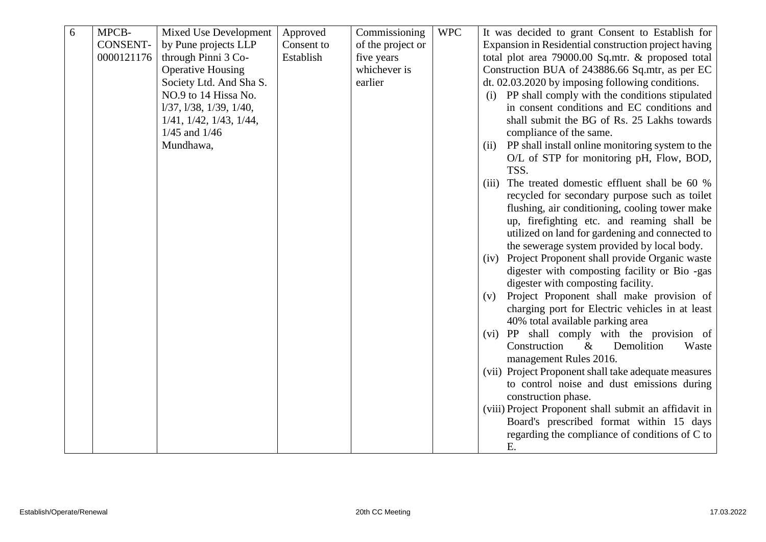| 6 | MPCB-CONSENT-0000121176 | Mixed Use Development by Pune projects LLP through Pinni 3 Co-Operative Housing Society Ltd. And Sha S. NO.9 to 14 Hissa No. l/37, l/38, 1/39, 1/40, 1/41, 1/42, 1/43, 1/44, 1/45 and 1/46 Mundhawa, | Approved Consent to Establish | Commissioning of the project or five years whichever is earlier | WPC | It was decided to grant Consent to Establish for Expansion in Residential construction project having total plot area 79000.00 Sq.mtr. & proposed total Construction BUA of 243886.66 Sq.mtr, as per EC dt. 02.03.2020 by imposing following conditions.<br>(i) PP shall comply with the conditions stipulated in consent conditions and EC conditions and shall submit the BG of Rs. 25 Lakhs towards compliance of the same.<br>(ii) PP shall install online monitoring system to the O/L of STP for monitoring pH, Flow, BOD, TSS.<br>(iii) The treated domestic effluent shall be 60 % recycled for secondary purpose such as toilet flushing, air conditioning, cooling tower make up, firefighting etc. and reaming shall be utilized on land for gardening and connected to the sewerage system provided by local body.<br>(iv) Project Proponent shall provide Organic waste digester with composting facility or Bio -gas digester with composting facility.<br>(v) Project Proponent shall make provision of charging port for Electric vehicles in at least 40% total available parking area<br>(vi) PP shall comply with the provision of Construction & Demolition Waste management Rules 2016.<br>(vii) Project Proponent shall take adequate measures to control noise and dust emissions during construction phase.<br>(viii) Project Proponent shall submit an affidavit in Board's prescribed format within 15 days regarding the compliance of conditions of C to E. |
|---|---|---|---|---|---|---|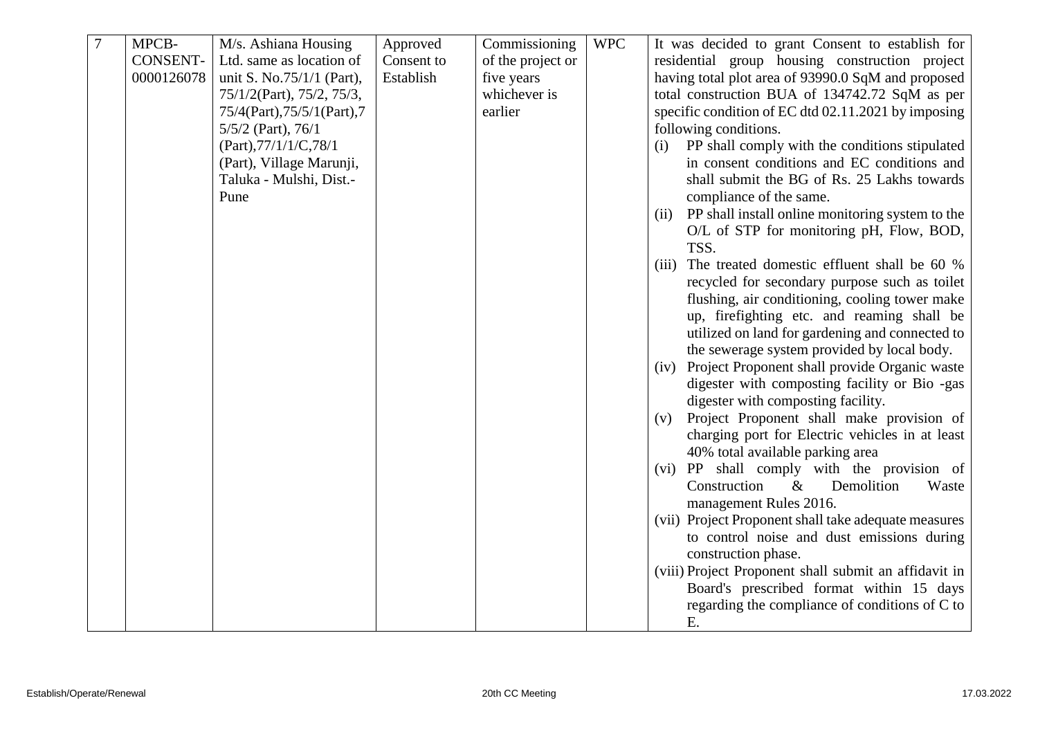| 7 | MPCB-CONSENT-0000126078 | M/s. Ashiana Housing Ltd. same as location of unit S. No.75/1/1 (Part), 75/1/2(Part), 75/2, 75/3, 75/4(Part),75/5/1(Part),75/5/2 (Part), 76/1 (Part),77/1/1/C,78/1 (Part), Village Marunji, Taluka - Mulshi, Dist.- Pune | Approved Consent to Establish | Commissioning of the project or five years whichever is earlier | WPC | It was decided to grant Consent to establish for residential group housing construction project having total plot area of 93990.0 SqM and proposed total construction BUA of 134742.72 SqM as per specific condition of EC dtd 02.11.2021 by imposing following conditions.<br>(i) PP shall comply with the conditions stipulated in consent conditions and EC conditions and shall submit the BG of Rs. 25 Lakhs towards compliance of the same.<br>(ii) PP shall install online monitoring system to the O/L of STP for monitoring pH, Flow, BOD, TSS.<br>(iii) The treated domestic effluent shall be 60 % recycled for secondary purpose such as toilet flushing, air conditioning, cooling tower make up, firefighting etc. and reaming shall be utilized on land for gardening and connected to the sewerage system provided by local body.<br>(iv) Project Proponent shall provide Organic waste digester with composting facility or Bio -gas digester with composting facility.<br>(v) Project Proponent shall make provision of charging port for Electric vehicles in at least 40% total available parking area<br>(vi) PP shall comply with the provision of Construction & Demolition Waste management Rules 2016.<br>(vii) Project Proponent shall take adequate measures to control noise and dust emissions during construction phase.<br>(viii) Project Proponent shall submit an affidavit in Board's prescribed format within 15 days regarding the compliance of conditions of C to E. |
|---|---|---|---|---|---|---|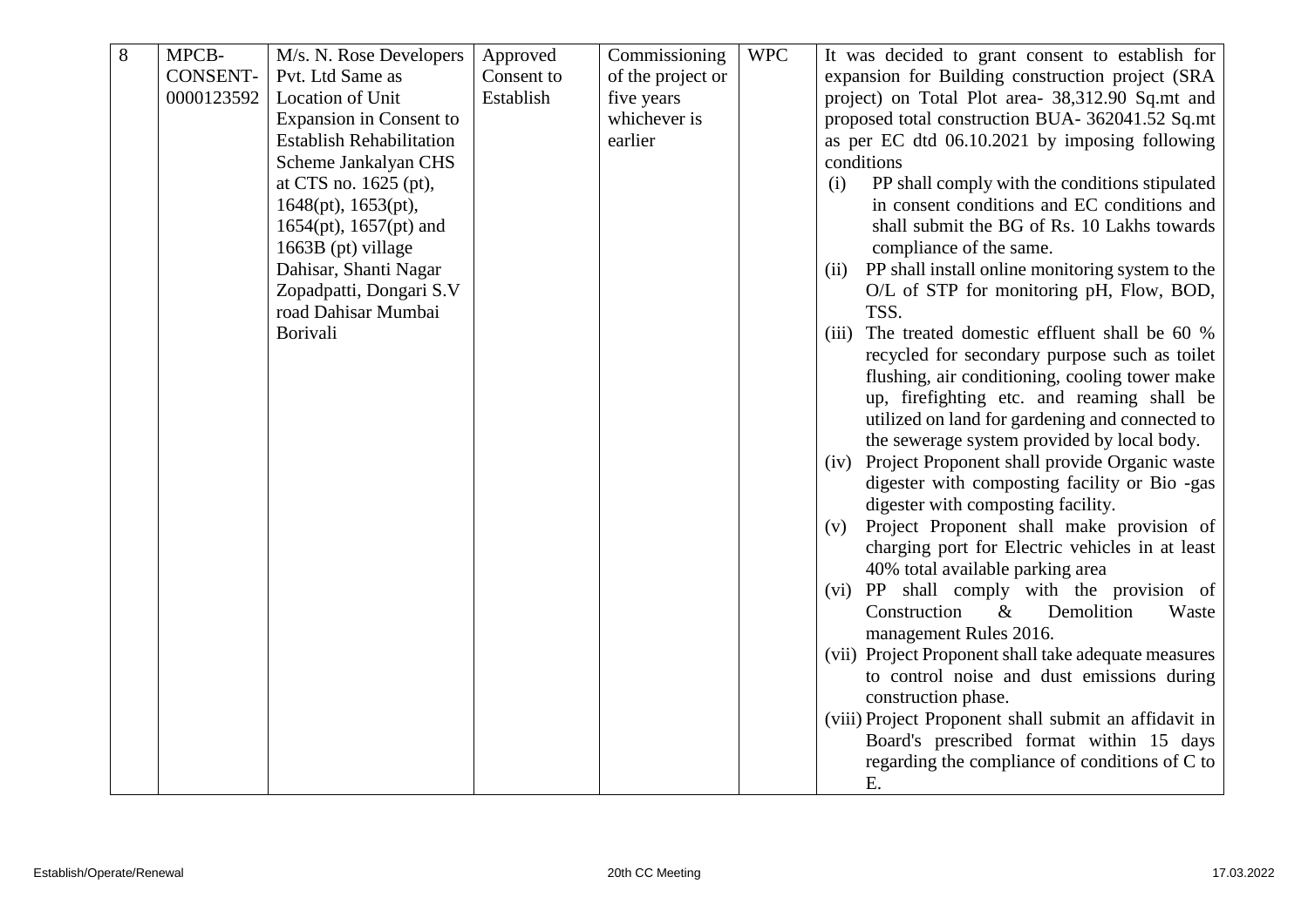| 8 | MPCB-CONSENT-0000123592 | M/s. N. Rose Developers Pvt. Ltd Same as Location of Unit Expansion in Consent to Establish Rehabilitation Scheme Jankalyan CHS at CTS no. 1625 (pt), 1648(pt), 1653(pt), 1654(pt), 1657(pt) and 1663B (pt) village Dahisar, Shanti Nagar Zopadpatti, Dongari S.V road Dahisar Mumbai Borivali | Approved Consent to Establish | Commissioning of the project or five years whichever is earlier | WPC | It was decided to grant consent to establish for expansion for Building construction project (SRA project) on Total Plot area- 38,312.90 Sq.mt and proposed total construction BUA- 362041.52 Sq.mt as per EC dtd 06.10.2021 by imposing following conditions<br>(i) PP shall comply with the conditions stipulated in consent conditions and EC conditions and shall submit the BG of Rs. 10 Lakhs towards compliance of the same.<br>(ii) PP shall install online monitoring system to the O/L of STP for monitoring pH, Flow, BOD, TSS.<br>(iii) The treated domestic effluent shall be 60 % recycled for secondary purpose such as toilet flushing, air conditioning, cooling tower make up, firefighting etc. and reaming shall be utilized on land for gardening and connected to the sewerage system provided by local body.<br>(iv) Project Proponent shall provide Organic waste digester with composting facility or Bio -gas digester with composting facility.<br>(v) Project Proponent shall make provision of charging port for Electric vehicles in at least 40% total available parking area<br>(vi) PP shall comply with the provision of Construction & Demolition Waste management Rules 2016.<br>(vii) Project Proponent shall take adequate measures to control noise and dust emissions during construction phase.<br>(viii) Project Proponent shall submit an affidavit in Board's prescribed format within 15 days regarding the compliance of conditions of C to E. |
|---|---|---|---|---|---|---|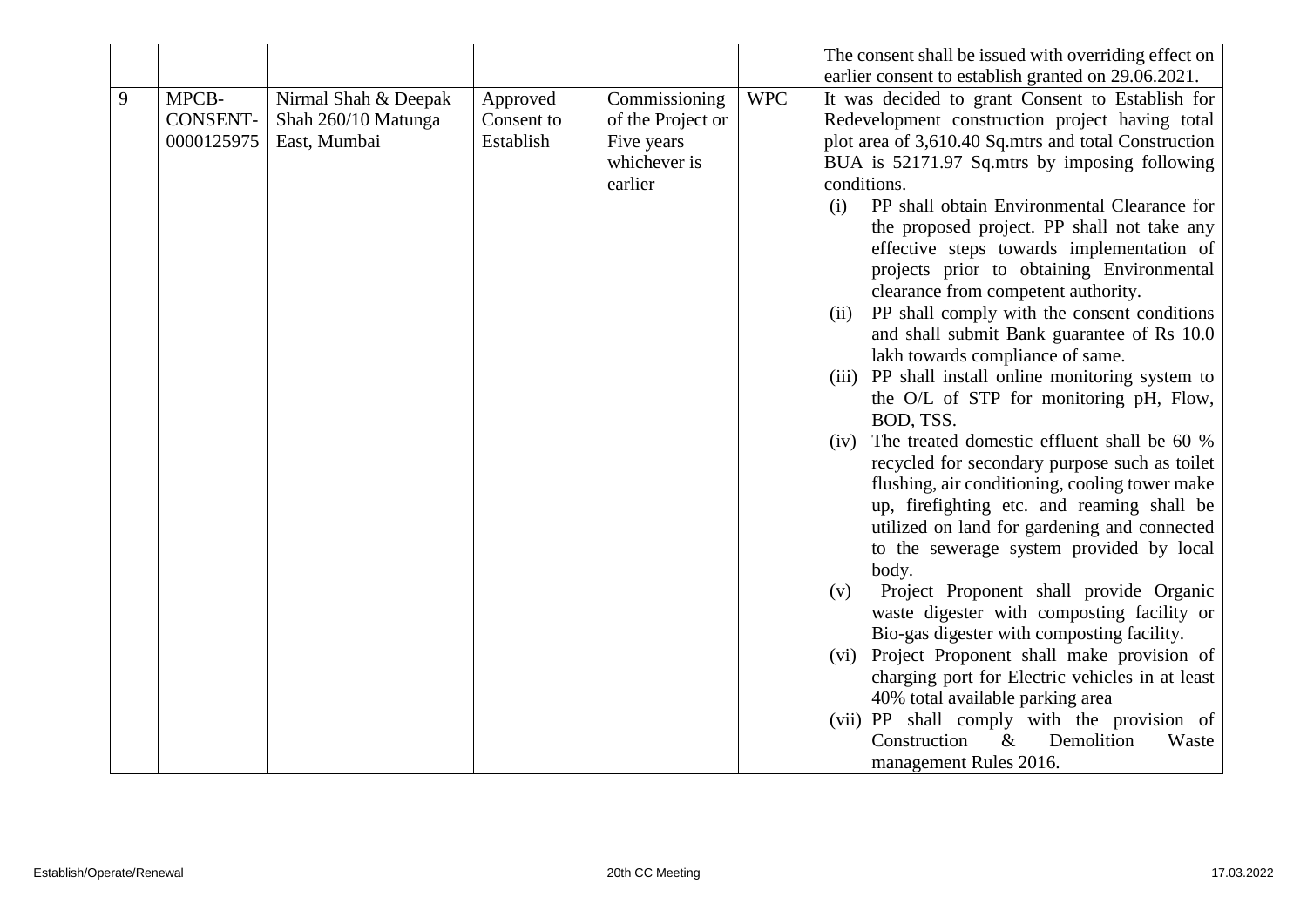| | | | | | | |
|---|---|---|---|---|---|---|
| | | | | | | The consent shall be issued with overriding effect on earlier consent to establish granted on 29.06.2021. |
| 9 | MPCB-CONSENT-0000125975 | Nirmal Shah & Deepak Shah 260/10 Matunga East, Mumbai | Approved Consent to Establish | Commissioning of the Project or Five years whichever is earlier | WPC | It was decided to grant Consent to Establish for Redevelopment construction project having total plot area of 3,610.40 Sq.mtrs and total Construction BUA is 52171.97 Sq.mtrs by imposing following conditions.<br>(i) PP shall obtain Environmental Clearance for the proposed project. PP shall not take any effective steps towards implementation of projects prior to obtaining Environmental clearance from competent authority.<br>(ii) PP shall comply with the consent conditions and shall submit Bank guarantee of Rs 10.0 lakh towards compliance of same.<br>(iii) PP shall install online monitoring system to the O/L of STP for monitoring pH, Flow, BOD, TSS.<br>(iv) The treated domestic effluent shall be 60 % recycled for secondary purpose such as toilet flushing, air conditioning, cooling tower make up, firefighting etc. and reaming shall be utilized on land for gardening and connected to the sewerage system provided by local body.<br>(v) Project Proponent shall provide Organic waste digester with composting facility or Bio-gas digester with composting facility.<br>(vi) Project Proponent shall make provision of charging port for Electric vehicles in at least 40% total available parking area<br>(vii) PP shall comply with the provision of Construction & Demolition Waste management Rules 2016. |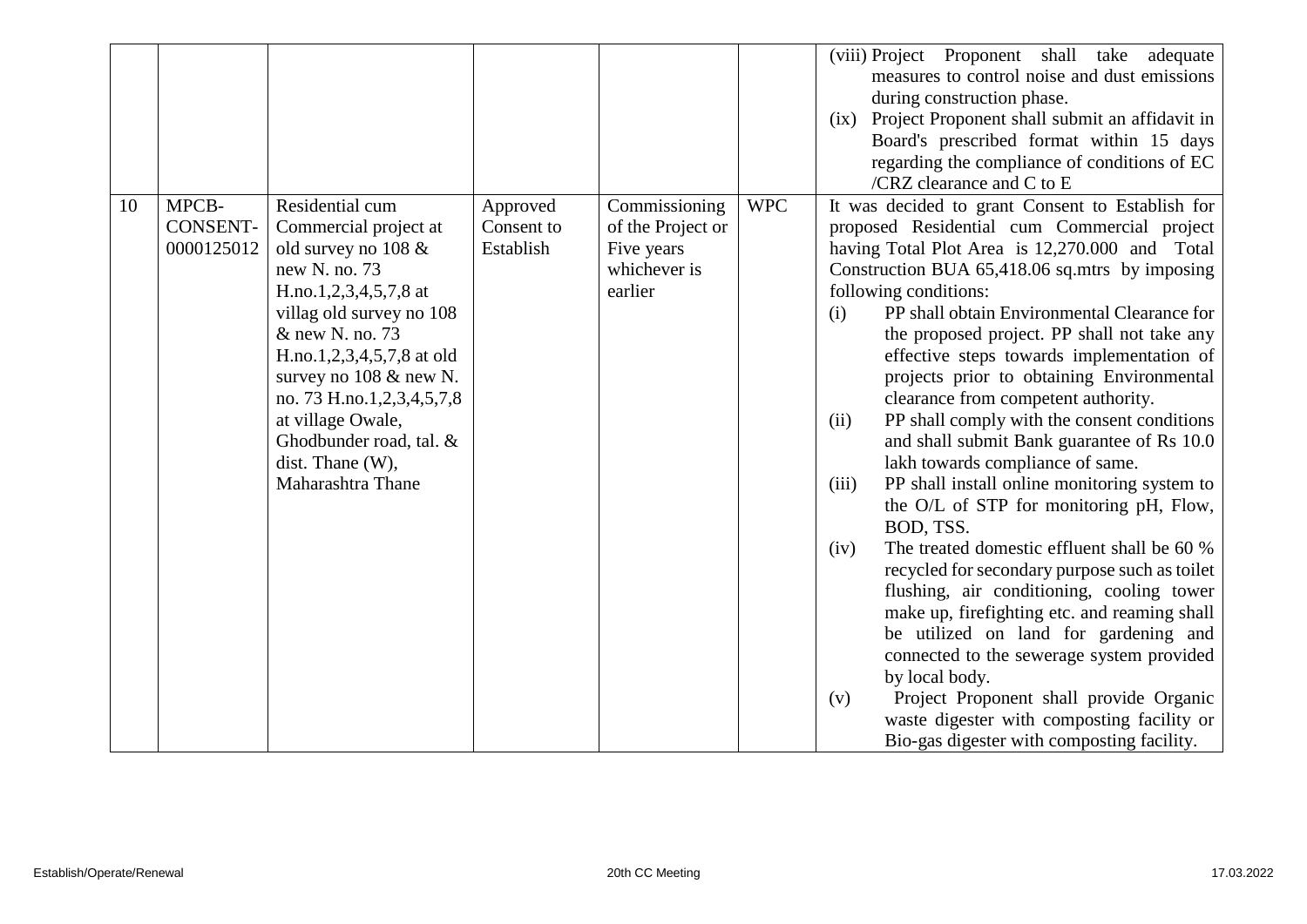| | | | | | | |
|---|---|---|---|---|---|---|
| | | | | | | (viii) Project Proponent shall take adequate measures to control noise and dust emissions during construction phase.<br>(ix) Project Proponent shall submit an affidavit in Board's prescribed format within 15 days regarding the compliance of conditions of EC /CRZ clearance and C to E |
| 10 | MPCB-CONSENT-0000125012 | Residential cum Commercial project at old survey no 108 & new N. no. 73 H.no.1,2,3,4,5,7,8 at villag old survey no 108 & new N. no. 73 H.no.1,2,3,4,5,7,8 at old survey no 108 & new N. no. 73 H.no.1,2,3,4,5,7,8 at village Owale, Ghodbunder road, tal. & dist. Thane (W), Maharashtra Thane | Approved Consent to Establish | Commissioning of the Project or Five years whichever is earlier | WPC | It was decided to grant Consent to Establish for proposed Residential cum Commercial project having Total Plot Area is 12,270.000 and Total Construction BUA 65,418.06 sq.mtrs by imposing following conditions:<br>(i) PP shall obtain Environmental Clearance for the proposed project. PP shall not take any effective steps towards implementation of projects prior to obtaining Environmental clearance from competent authority.<br>(ii) PP shall comply with the consent conditions and shall submit Bank guarantee of Rs 10.0 lakh towards compliance of same.<br>(iii) PP shall install online monitoring system to the O/L of STP for monitoring pH, Flow, BOD, TSS.<br>(iv) The treated domestic effluent shall be 60 % recycled for secondary purpose such as toilet flushing, air conditioning, cooling tower make up, firefighting etc. and reaming shall be utilized on land for gardening and connected to the sewerage system provided by local body.<br>(v) Project Proponent shall provide Organic waste digester with composting facility or Bio-gas digester with composting facility. |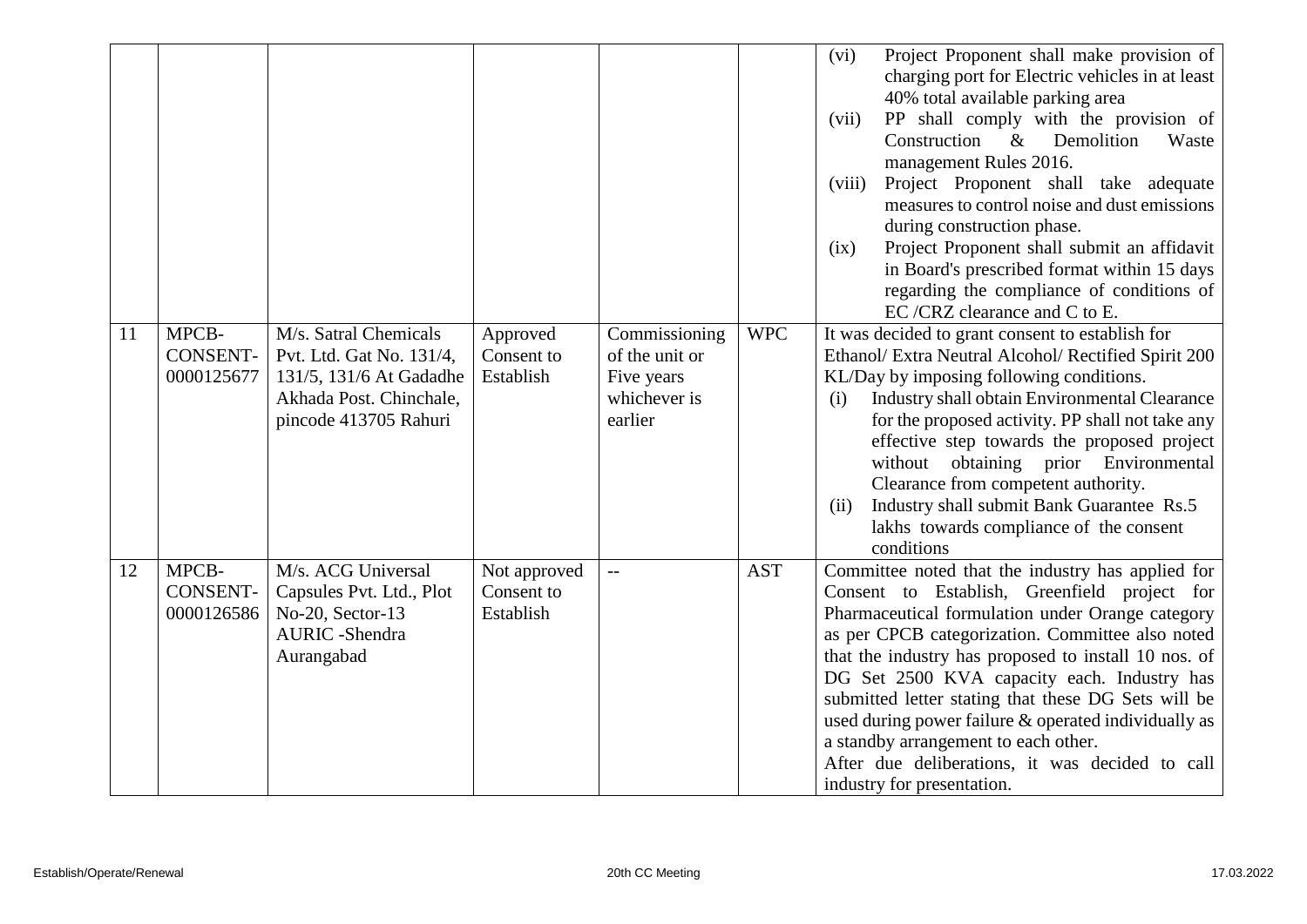| | | | | | | |
|---|---|---|---|---|---|---|
| | | | | | | (vi) Project Proponent shall make provision of charging port for Electric vehicles in at least 40% total available parking area<br>(vii) PP shall comply with the provision of Construction & Demolition Waste management Rules 2016.<br>(viii) Project Proponent shall take adequate measures to control noise and dust emissions during construction phase.<br>(ix) Project Proponent shall submit an affidavit in Board's prescribed format within 15 days regarding the compliance of conditions of EC /CRZ clearance and C to E. |
| 11 | MPCB-CONSENT-0000125677 | M/s. Satral Chemicals Pvt. Ltd. Gat No. 131/4, 131/5, 131/6 At Gadadhe Akhada Post. Chinchale, pincode 413705 Rahuri | Approved Consent to Establish | Commissioning of the unit or Five years whichever is earlier | WPC | It was decided to grant consent to establish for Ethanol/ Extra Neutral Alcohol/ Rectified Spirit 200 KL/Day by imposing following conditions.<br>(i) Industry shall obtain Environmental Clearance for the proposed activity. PP shall not take any effective step towards the proposed project without obtaining prior Environmental Clearance from competent authority.<br>(ii) Industry shall submit Bank Guarantee Rs.5 lakhs towards compliance of the consent conditions |
| 12 | MPCB-CONSENT-0000126586 | M/s. ACG Universal Capsules Pvt. Ltd., Plot No-20, Sector-13 AURIC -Shendra Aurangabad | Not approved Consent to Establish | -- | AST | Committee noted that the industry has applied for Consent to Establish, Greenfield project for Pharmaceutical formulation under Orange category as per CPCB categorization. Committee also noted that the industry has proposed to install 10 nos. of DG Set 2500 KVA capacity each. Industry has submitted letter stating that these DG Sets will be used during power failure & operated individually as a standby arrangement to each other.<br>After due deliberations, it was decided to call industry for presentation. |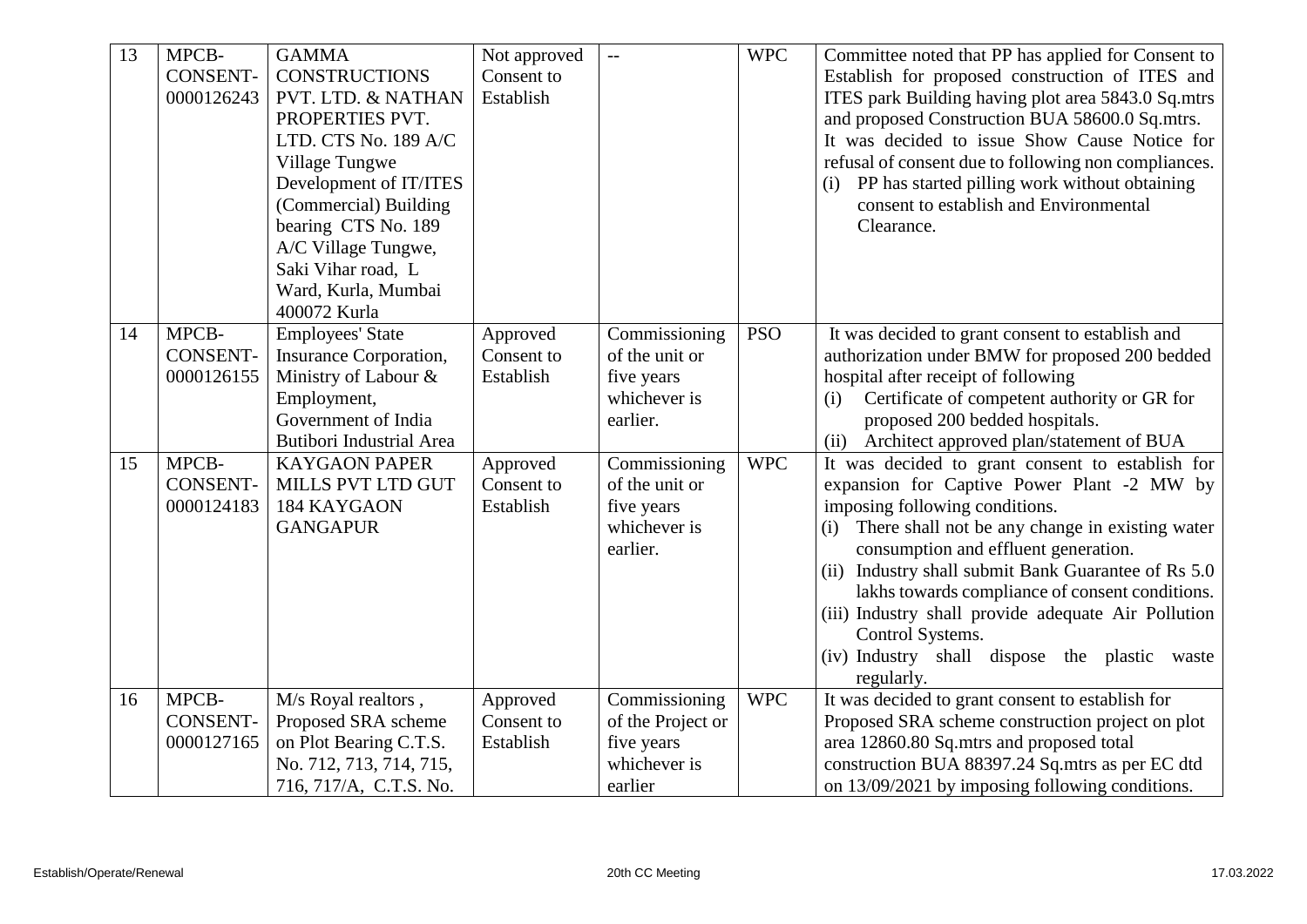| 13 | MPCB-CONSENT-0000126243 | GAMMA CONSTRUCTIONS PVT. LTD. & NATHAN PROPERTIES PVT. LTD. CTS No. 189 A/C Village Tungwe Development of IT/ITES (Commercial) Building bearing CTS No. 189 A/C Village Tungwe, Saki Vihar road, L Ward, Kurla, Mumbai 400072 Kurla | Not approved Consent to Establish | -- | WPC | Committee noted that PP has applied for Consent to Establish for proposed construction of ITES and ITES park Building having plot area 5843.0 Sq.mtrs and proposed Construction BUA 58600.0 Sq.mtrs. It was decided to issue Show Cause Notice for refusal of consent due to following non compliances. (i) PP has started pilling work without obtaining consent to establish and Environmental Clearance. |
|---|---|---|---|---|---|---|
| 14 | MPCB-CONSENT-0000126155 | Employees' State Insurance Corporation, Ministry of Labour & Employment, Government of India Butibori Industrial Area | Approved Consent to Establish | Commissioning of the unit or five years whichever is earlier. | PSO | It was decided to grant consent to establish and authorization under BMW for proposed 200 bedded hospital after receipt of following (i) Certificate of competent authority or GR for proposed 200 bedded hospitals. (ii) Architect approved plan/statement of BUA |
| 15 | MPCB-CONSENT-0000124183 | KAYGAON PAPER MILLS PVT LTD GUT 184 KAYGAON GANGAPUR | Approved Consent to Establish | Commissioning of the unit or five years whichever is earlier. | WPC | It was decided to grant consent to establish for expansion for Captive Power Plant -2 MW by imposing following conditions. (i) There shall not be any change in existing water consumption and effluent generation. (ii) Industry shall submit Bank Guarantee of Rs 5.0 lakhs towards compliance of consent conditions. (iii) Industry shall provide adequate Air Pollution Control Systems. (iv) Industry shall dispose the plastic waste regularly. |
| 16 | MPCB-CONSENT-0000127165 | M/s Royal realtors , Proposed SRA scheme on Plot Bearing C.T.S. No. 712, 713, 714, 715, 716, 717/A, C.T.S. No. | Approved Consent to Establish | Commissioning of the Project or five years whichever is earlier | WPC | It was decided to grant consent to establish for Proposed SRA scheme construction project on plot area 12860.80 Sq.mtrs and proposed total construction BUA 88397.24 Sq.mtrs as per EC dtd on 13/09/2021 by imposing following conditions. |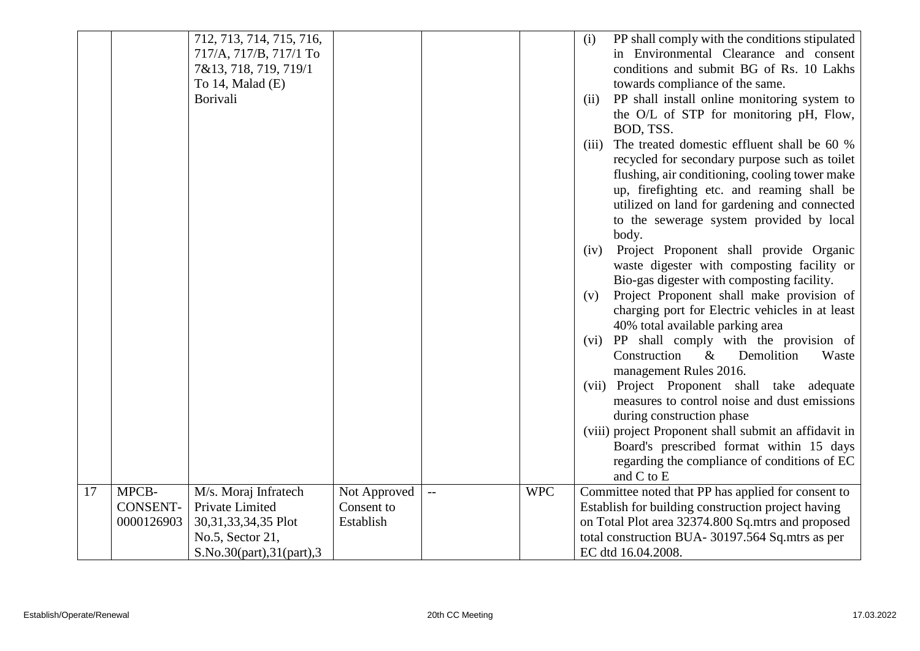| | | | | | | |
|---|---|---|---|---|---|---|
| | | 712, 713, 714, 715, 716, 717/A, 717/B, 717/1 To 7&13, 718, 719, 719/1 To 14, Malad (E) Borivali | | | | (i) PP shall comply with the conditions stipulated in Environmental Clearance and consent conditions and submit BG of Rs. 10 Lakhs towards compliance of the same.<br>(ii) PP shall install online monitoring system to the O/L of STP for monitoring pH, Flow, BOD, TSS.<br>(iii) The treated domestic effluent shall be 60 % recycled for secondary purpose such as toilet flushing, air conditioning, cooling tower make up, firefighting etc. and reaming shall be utilized on land for gardening and connected to the sewerage system provided by local body.<br>(iv) Project Proponent shall provide Organic waste digester with composting facility or Bio-gas digester with composting facility.<br>(v) Project Proponent shall make provision of charging port for Electric vehicles in at least 40% total available parking area<br>(vi) PP shall comply with the provision of Construction & Demolition Waste management Rules 2016.<br>(vii) Project Proponent shall take adequate measures to control noise and dust emissions during construction phase<br>(viii) project Proponent shall submit an affidavit in Board's prescribed format within 15 days regarding the compliance of conditions of EC and C to E |
| 17 | MPCB-CONSENT-0000126903 | M/s. Moraj Infratech Private Limited 30,31,33,34,35 Plot No.5, Sector 21, S.No.30(part),31(part),3 | Not Approved Consent to Establish | -- | WPC | Committee noted that PP has applied for consent to Establish for building construction project having on Total Plot area 32374.800 Sq.mtrs and proposed total construction BUA- 30197.564 Sq.mtrs as per EC dtd 16.04.2008. |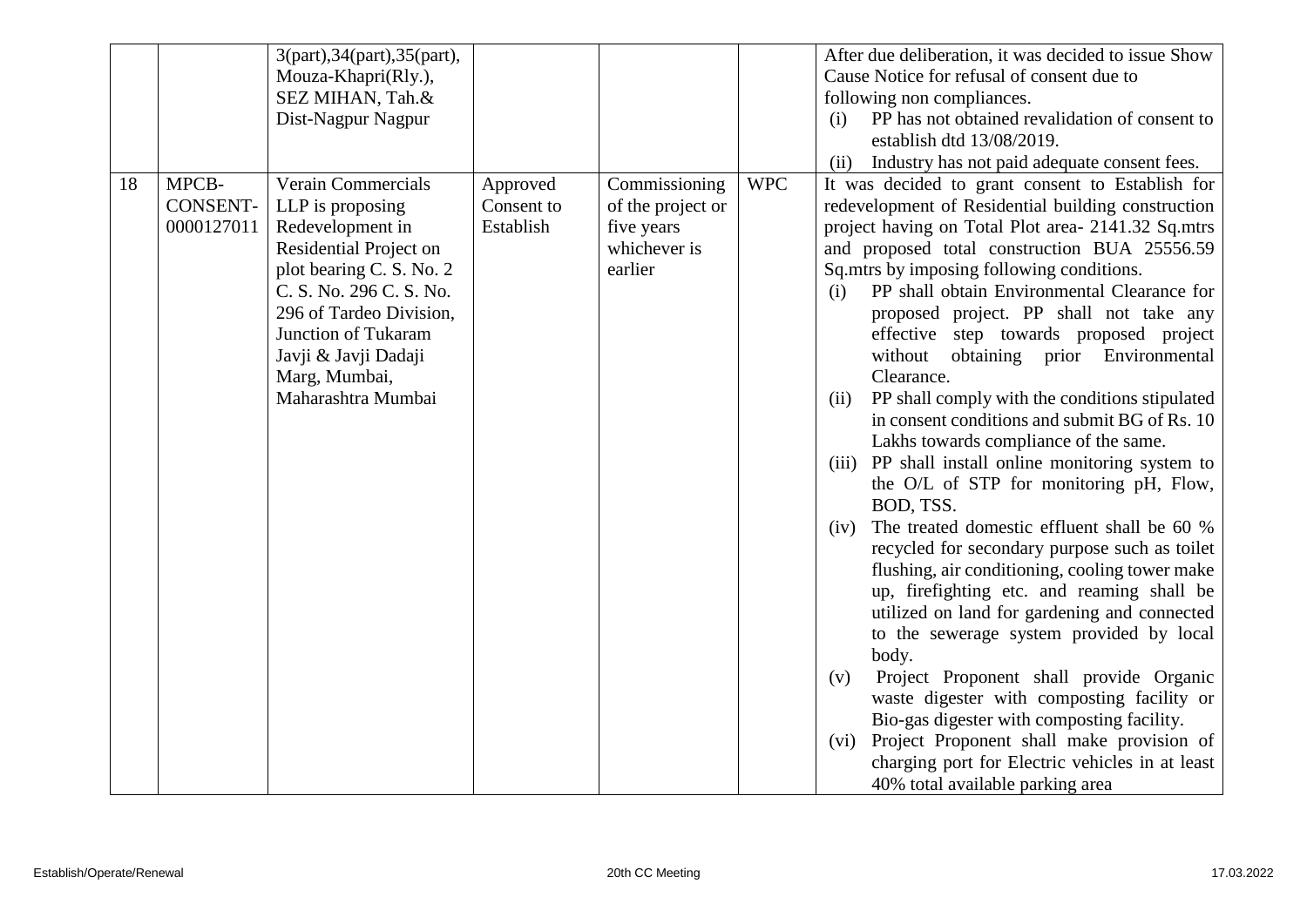| | | | | | | |
|---|---|---|---|---|---|---|
| | | 3(part),34(part),35(part), Mouza-Khapri(Rly.), SEZ MIHAN, Tah.& Dist-Nagpur Nagpur | | | | After due deliberation, it was decided to issue Show Cause Notice for refusal of consent due to following non compliances.<br>(i) PP has not obtained revalidation of consent to establish dtd 13/08/2019.<br>(ii) Industry has not paid adequate consent fees. |
| 18 | MPCB-CONSENT-0000127011 | Verain Commercials LLP is proposing Redevelopment in Residential Project on plot bearing C. S. No. 2 C. S. No. 296 C. S. No. 296 of Tardeo Division, Junction of Tukaram Javji & Javji Dadaji Marg, Mumbai, Maharashtra Mumbai | Approved Consent to Establish | Commissioning of the project or five years whichever is earlier | WPC | It was decided to grant consent to Establish for redevelopment of Residential building construction project having on Total Plot area- 2141.32 Sq.mtrs and proposed total construction BUA 25556.59 Sq.mtrs by imposing following conditions.<br>(i) PP shall obtain Environmental Clearance for proposed project. PP shall not take any effective step towards proposed project without obtaining prior Environmental Clearance.<br>(ii) PP shall comply with the conditions stipulated in consent conditions and submit BG of Rs. 10 Lakhs towards compliance of the same.<br>(iii) PP shall install online monitoring system to the O/L of STP for monitoring pH, Flow, BOD, TSS.<br>(iv) The treated domestic effluent shall be 60 % recycled for secondary purpose such as toilet flushing, air conditioning, cooling tower make up, firefighting etc. and reaming shall be utilized on land for gardening and connected to the sewerage system provided by local body.<br>(v) Project Proponent shall provide Organic waste digester with composting facility or Bio-gas digester with composting facility.<br>(vi) Project Proponent shall make provision of charging port for Electric vehicles in at least 40% total available parking area |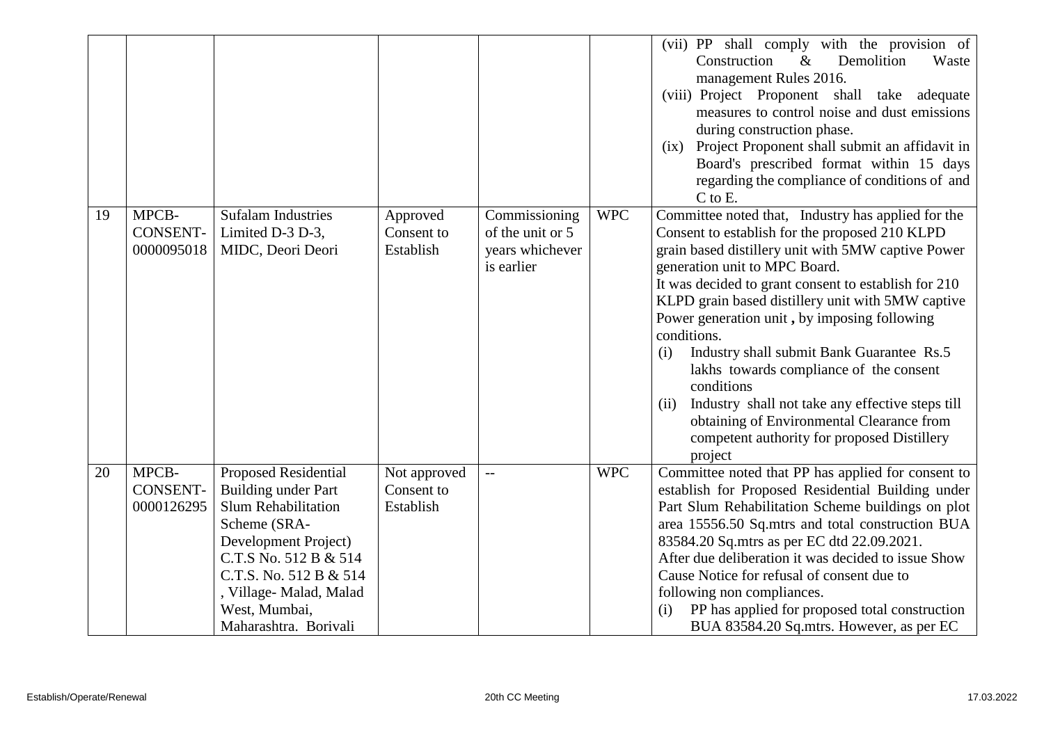| | | | | | | |
|---|---|---|---|---|---|---|
| | | | | | | (vii) PP shall comply with the provision of Construction & Demolition Waste management Rules 2016.<br>(viii) Project Proponent shall take adequate measures to control noise and dust emissions during construction phase.<br>(ix) Project Proponent shall submit an affidavit in Board's prescribed format within 15 days regarding the compliance of conditions of and C to E. |
| 19 | MPCB-CONSENT-0000095018 | Sufalam Industries Limited D-3 D-3, MIDC, Deori Deori | Approved Consent to Establish | Commissioning of the unit or 5 years whichever is earlier | WPC | Committee noted that, Industry has applied for the Consent to establish for the proposed 210 KLPD grain based distillery unit with 5MW captive Power generation unit to MPC Board.<br>It was decided to grant consent to establish for 210 KLPD grain based distillery unit with 5MW captive Power generation unit **,** by imposing following conditions.<br>(i) Industry shall submit Bank Guarantee Rs.5 lakhs towards compliance of the consent conditions<br>(ii) Industry shall not take any effective steps till obtaining of Environmental Clearance from competent authority for proposed Distillery project |
| 20 | MPCB-CONSENT-0000126295 | Proposed Residential Building under Part Slum Rehabilitation Scheme (SRA-Development Project) C.T.S No. 512 B & 514 C.T.S. No. 512 B & 514 , Village- Malad, Malad West, Mumbai, Maharashtra. Borivali | Not approved Consent to Establish | -- | WPC | Committee noted that PP has applied for consent to establish for Proposed Residential Building under Part Slum Rehabilitation Scheme buildings on plot area 15556.50 Sq.mtrs and total construction BUA 83584.20 Sq.mtrs as per EC dtd 22.09.2021.<br>After due deliberation it was decided to issue Show Cause Notice for refusal of consent due to following non compliances.<br>(i) PP has applied for proposed total construction BUA 83584.20 Sq.mtrs. However, as per EC |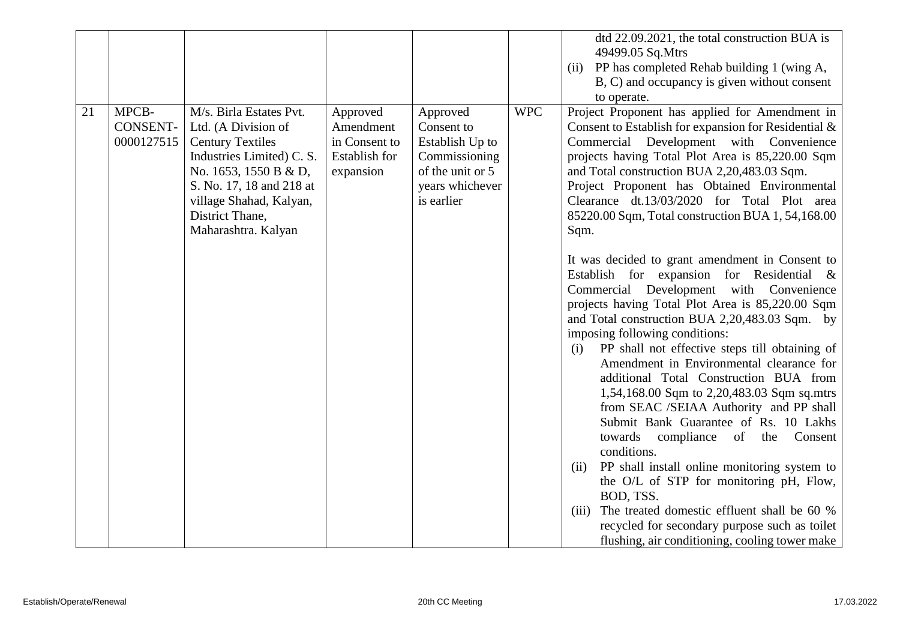|  |  |  |  |  |  | dtd 22.09.2021, the total construction BUA is 49499.05 Sq.Mtrs<br>(ii) PP has completed Rehab building 1 (wing A, B, C) and occupancy is given without consent to operate. |
|---|---|---|---|---|---|---|
| 21 | MPCB-CONSENT-0000127515 | M/s. Birla Estates Pvt. Ltd. (A Division of Century Textiles Industries Limited) C. S. No. 1653, 1550 B & D, S. No. 17, 18 and 218 at village Shahad, Kalyan, District Thane, Maharashtra. Kalyan | Approved Amendment in Consent to Establish for expansion | Approved Consent to Establish Up to Commissioning of the unit or 5 years whichever is earlier | WPC | Project Proponent has applied for Amendment in Consent to Establish for expansion for Residential & Commercial Development with Convenience projects having Total Plot Area is 85,220.00 Sqm and Total construction BUA 2,20,483.03 Sqm.<br>Project Proponent has Obtained Environmental Clearance dt.13/03/2020 for Total Plot area 85220.00 Sqm, Total construction BUA 1, 54,168.00 Sqm.<br><br>It was decided to grant amendment in Consent to Establish for expansion for Residential & Commercial Development with Convenience projects having Total Plot Area is 85,220.00 Sqm and Total construction BUA 2,20,483.03 Sqm. by imposing following conditions:<br>(i) PP shall not effective steps till obtaining of Amendment in Environmental clearance for additional Total Construction BUA from 1,54,168.00 Sqm to 2,20,483.03 Sqm sq.mtrs from SEAC /SEIAA Authority and PP shall Submit Bank Guarantee of Rs. 10 Lakhs towards compliance of the Consent conditions.<br>(ii) PP shall install online monitoring system to the O/L of STP for monitoring pH, Flow, BOD, TSS.<br>(iii) The treated domestic effluent shall be 60 % recycled for secondary purpose such as toilet flushing, air conditioning, cooling tower make |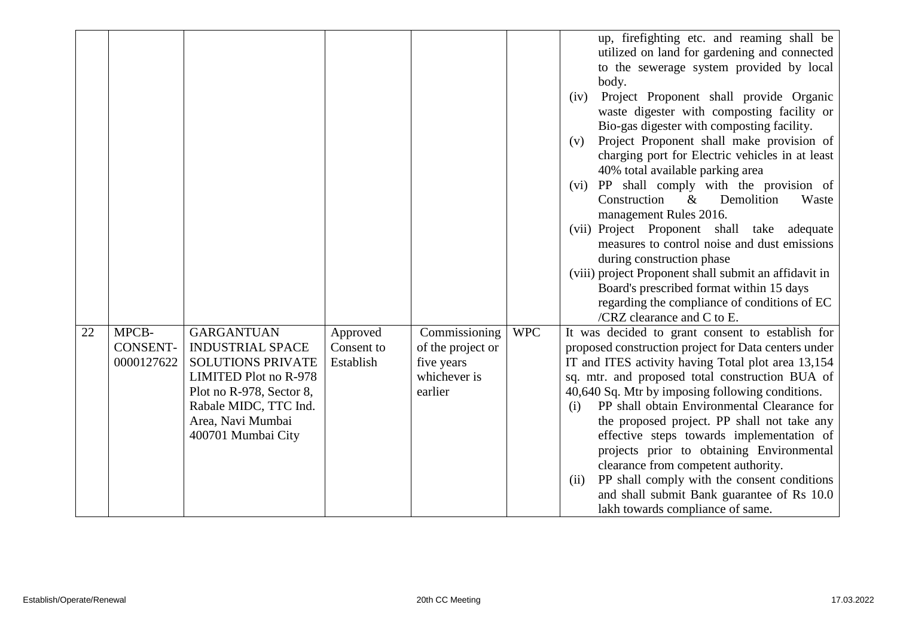| | | | | | | |
|---|---|---|---|---|---|---|
| | | | | | | up, firefighting etc. and reaming shall be utilized on land for gardening and connected to the sewerage system provided by local body.<br>(iv) Project Proponent shall provide Organic waste digester with composting facility or Bio-gas digester with composting facility.<br>(v) Project Proponent shall make provision of charging port for Electric vehicles in at least 40% total available parking area<br>(vi) PP shall comply with the provision of Construction & Demolition Waste management Rules 2016.<br>(vii) Project Proponent shall take adequate measures to control noise and dust emissions during construction phase<br>(viii) project Proponent shall submit an affidavit in Board's prescribed format within 15 days regarding the compliance of conditions of EC /CRZ clearance and C to E. |
| 22 | MPCB-CONSENT-0000127622 | GARGANTUAN INDUSTRIAL SPACE SOLUTIONS PRIVATE LIMITED Plot no R-978 Plot no R-978, Sector 8, Rabale MIDC, TTC Ind. Area, Navi Mumbai 400701 Mumbai City | Approved Consent to Establish | Commissioning of the project or five years whichever is earlier | WPC | It was decided to grant consent to establish for proposed construction project for Data centers under IT and ITES activity having Total plot area 13,154 sq. mtr. and proposed total construction BUA of 40,640 Sq. Mtr by imposing following conditions.<br>(i) PP shall obtain Environmental Clearance for the proposed project. PP shall not take any effective steps towards implementation of projects prior to obtaining Environmental clearance from competent authority.<br>(ii) PP shall comply with the consent conditions and shall submit Bank guarantee of Rs 10.0 lakh towards compliance of same. |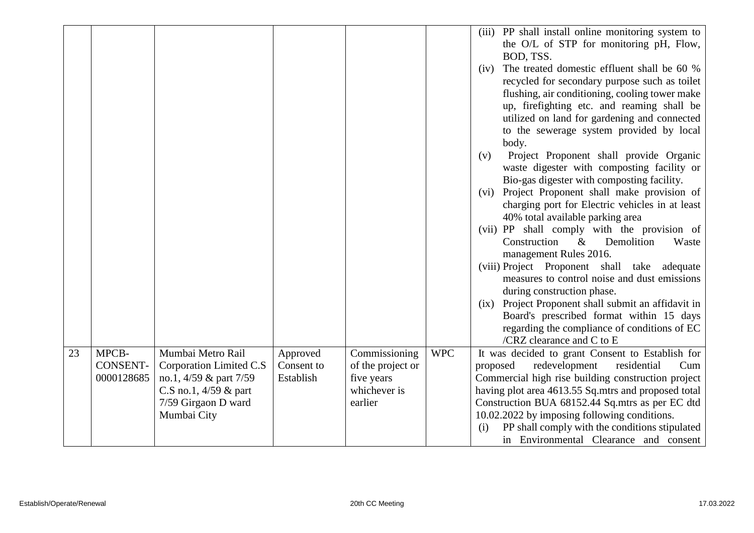| | | | | | | |
|---|---|---|---|---|---|---|
| | | | | | | (iii) PP shall install online monitoring system to the O/L of STP for monitoring pH, Flow, BOD, TSS.<br>(iv) The treated domestic effluent shall be 60 % recycled for secondary purpose such as toilet flushing, air conditioning, cooling tower make up, firefighting etc. and reaming shall be utilized on land for gardening and connected to the sewerage system provided by local body.<br>(v) Project Proponent shall provide Organic waste digester with composting facility or Bio-gas digester with composting facility.<br>(vi) Project Proponent shall make provision of charging port for Electric vehicles in at least 40% total available parking area<br>(vii) PP shall comply with the provision of Construction & Demolition Waste management Rules 2016.<br>(viii) Project Proponent shall take adequate measures to control noise and dust emissions during construction phase.<br>(ix) Project Proponent shall submit an affidavit in Board's prescribed format within 15 days regarding the compliance of conditions of EC /CRZ clearance and C to E |
| 23 | MPCB-CONSENT-0000128685 | Mumbai Metro Rail Corporation Limited C.S no.1, 4/59 & part 7/59 C.S no.1, 4/59 & part 7/59 Girgaon D ward Mumbai City | Approved Consent to Establish | Commissioning of the project or five years whichever is earlier | WPC | It was decided to grant Consent to Establish for proposed redevelopment residential Cum Commercial high rise building construction project having plot area 4613.55 Sq.mtrs and proposed total Construction BUA 68152.44 Sq.mtrs as per EC dtd 10.02.2022 by imposing following conditions.<br>(i) PP shall comply with the conditions stipulated in Environmental Clearance and consent |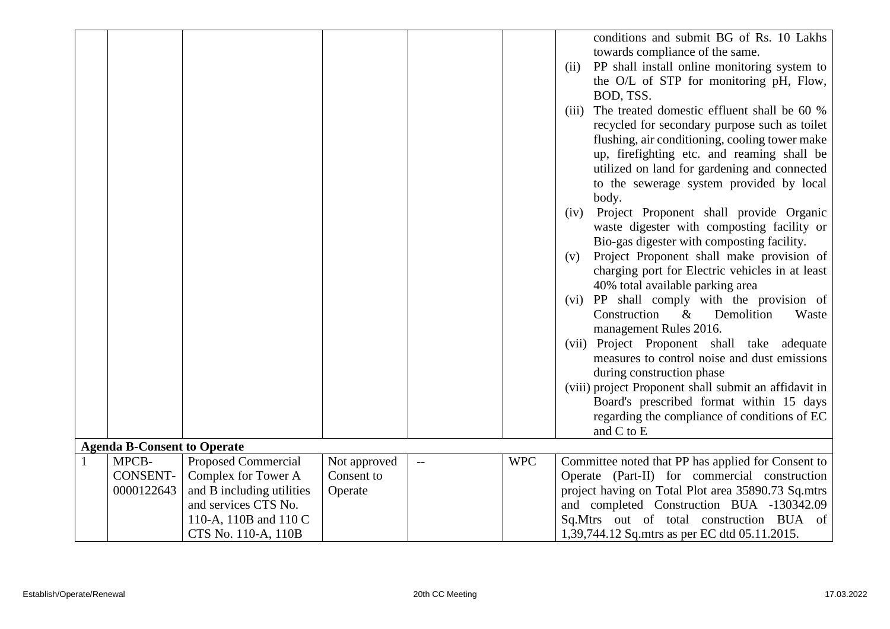| | | | | | | |
|---|---|---|---|---|---|---|
| | | | | | | conditions and submit BG of Rs. 10 Lakhs towards compliance of the same.<br>(ii) PP shall install online monitoring system to the O/L of STP for monitoring pH, Flow, BOD, TSS.<br>(iii) The treated domestic effluent shall be 60 % recycled for secondary purpose such as toilet flushing, air conditioning, cooling tower make up, firefighting etc. and reaming shall be utilized on land for gardening and connected to the sewerage system provided by local body.<br>(iv) Project Proponent shall provide Organic waste digester with composting facility or Bio-gas digester with composting facility.<br>(v) Project Proponent shall make provision of charging port for Electric vehicles in at least 40% total available parking area<br>(vi) PP shall comply with the provision of Construction & Demolition Waste management Rules 2016.<br>(vii) Project Proponent shall take adequate measures to control noise and dust emissions during construction phase<br>(viii) project Proponent shall submit an affidavit in Board's prescribed format within 15 days regarding the compliance of conditions of EC and C to E |
| **Agenda B-Consent to Operate** | | | | | | |
| 1 | MPCB-CONSENT-0000122643 | Proposed Commercial Complex for Tower A and B including utilities and services CTS No. 110-A, 110B and 110 C CTS No. 110-A, 110B | Not approved Consent to Operate | -- | WPC | Committee noted that PP has applied for Consent to Operate (Part-II) for commercial construction project having on Total Plot area 35890.73 Sq.mtrs and completed Construction BUA -130342.09 Sq.Mtrs out of total construction BUA of 1,39,744.12 Sq.mtrs as per EC dtd 05.11.2015. |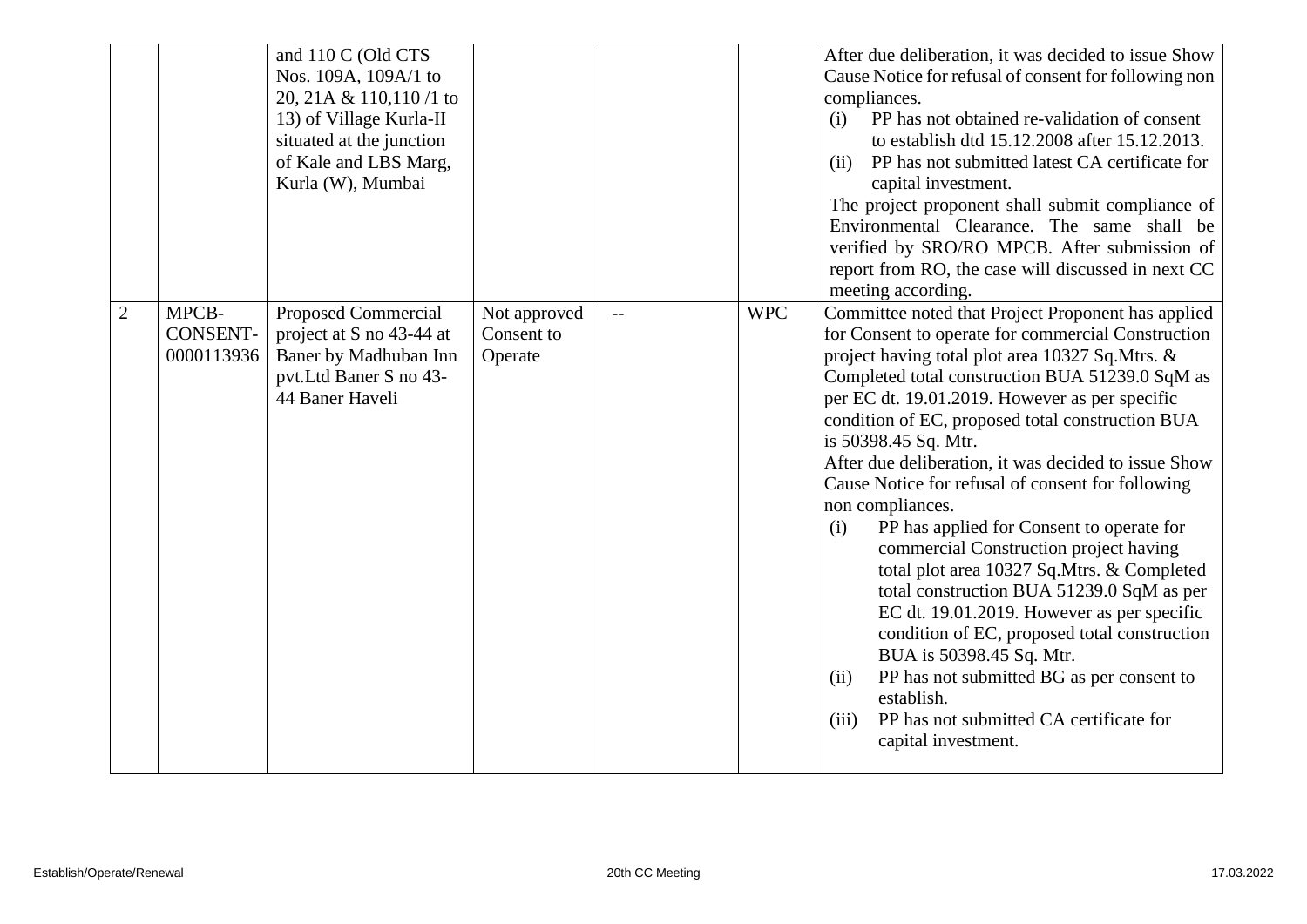| | | | | | | |
|---|---|---|---|---|---|---|
| | | and 110 C (Old CTS Nos. 109A, 109A/1 to 20, 21A & 110,110 /1 to 13) of Village Kurla-II situated at the junction of Kale and LBS Marg, Kurla (W), Mumbai | | | | After due deliberation, it was decided to issue Show Cause Notice for refusal of consent for following non compliances.<br>(i) PP has not obtained re-validation of consent to establish dtd 15.12.2008 after 15.12.2013.<br>(ii) PP has not submitted latest CA certificate for capital investment.<br>The project proponent shall submit compliance of Environmental Clearance. The same shall be verified by SRO/RO MPCB. After submission of report from RO, the case will discussed in next CC meeting according. |
| 2 | MPCB-CONSENT-0000113936 | Proposed Commercial project at S no 43-44 at Baner by Madhuban Inn pvt.Ltd Baner S no 43-44 Baner Haveli | Not approved Consent to Operate | -- | WPC | Committee noted that Project Proponent has applied for Consent to operate for commercial Construction project having total plot area 10327 Sq.Mtrs. & Completed total construction BUA 51239.0 SqM as per EC dt. 19.01.2019. However as per specific condition of EC, proposed total construction BUA is 50398.45 Sq. Mtr.<br>After due deliberation, it was decided to issue Show Cause Notice for refusal of consent for following non compliances.<br>(i) PP has applied for Consent to operate for commercial Construction project having total plot area 10327 Sq.Mtrs. & Completed total construction BUA 51239.0 SqM as per EC dt. 19.01.2019. However as per specific condition of EC, proposed total construction BUA is 50398.45 Sq. Mtr.<br>(ii) PP has not submitted BG as per consent to establish.<br>(iii) PP has not submitted CA certificate for capital investment. |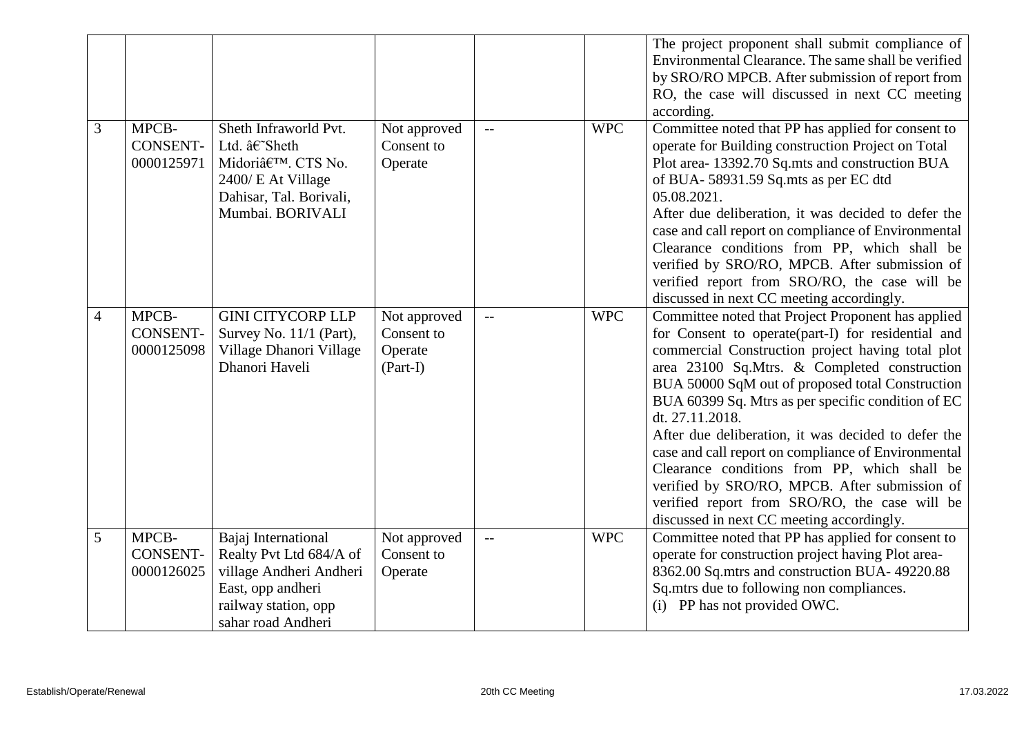| | | | | | | The project proponent shall submit compliance of Environmental Clearance. The same shall be verified by SRO/RO MPCB. After submission of report from RO, the case will discussed in next CC meeting according. |
|---|---|---|---|---|---|---|
| 3 | MPCB-CONSENT-0000125971 | Sheth Infraworld Pvt. Ltd. â€˜Sheth Midoriâ€™. CTS No. 2400/ E At Village Dahisar, Tal. Borivali, Mumbai. BORIVALI | Not approved Consent to Operate | -- | WPC | Committee noted that PP has applied for consent to operate for Building construction Project on Total Plot area- 13392.70 Sq.mts and construction BUA of BUA- 58931.59 Sq.mts as per EC dtd 05.08.2021. After due deliberation, it was decided to defer the case and call report on compliance of Environmental Clearance conditions from PP, which shall be verified by SRO/RO, MPCB. After submission of verified report from SRO/RO, the case will be discussed in next CC meeting accordingly. |
| 4 | MPCB-CONSENT-0000125098 | GINI CITYCORP LLP Survey No. 11/1 (Part), Village Dhanori Village Dhanori Haveli | Not approved Consent to Operate (Part-I) | -- | WPC | Committee noted that Project Proponent has applied for Consent to operate(part-I) for residential and commercial Construction project having total plot area 23100 Sq.Mtrs. & Completed construction BUA 50000 SqM out of proposed total Construction BUA 60399 Sq. Mtrs as per specific condition of EC dt. 27.11.2018. After due deliberation, it was decided to defer the case and call report on compliance of Environmental Clearance conditions from PP, which shall be verified by SRO/RO, MPCB. After submission of verified report from SRO/RO, the case will be discussed in next CC meeting accordingly. |
| 5 | MPCB-CONSENT-0000126025 | Bajaj International Realty Pvt Ltd 684/A of village Andheri Andheri East, opp andheri railway station, opp sahar road Andheri | Not approved Consent to Operate | -- | WPC | Committee noted that PP has applied for consent to operate for construction project having Plot area- 8362.00 Sq.mtrs and construction BUA- 49220.88 Sq.mtrs due to following non compliances. (i) PP has not provided OWC. |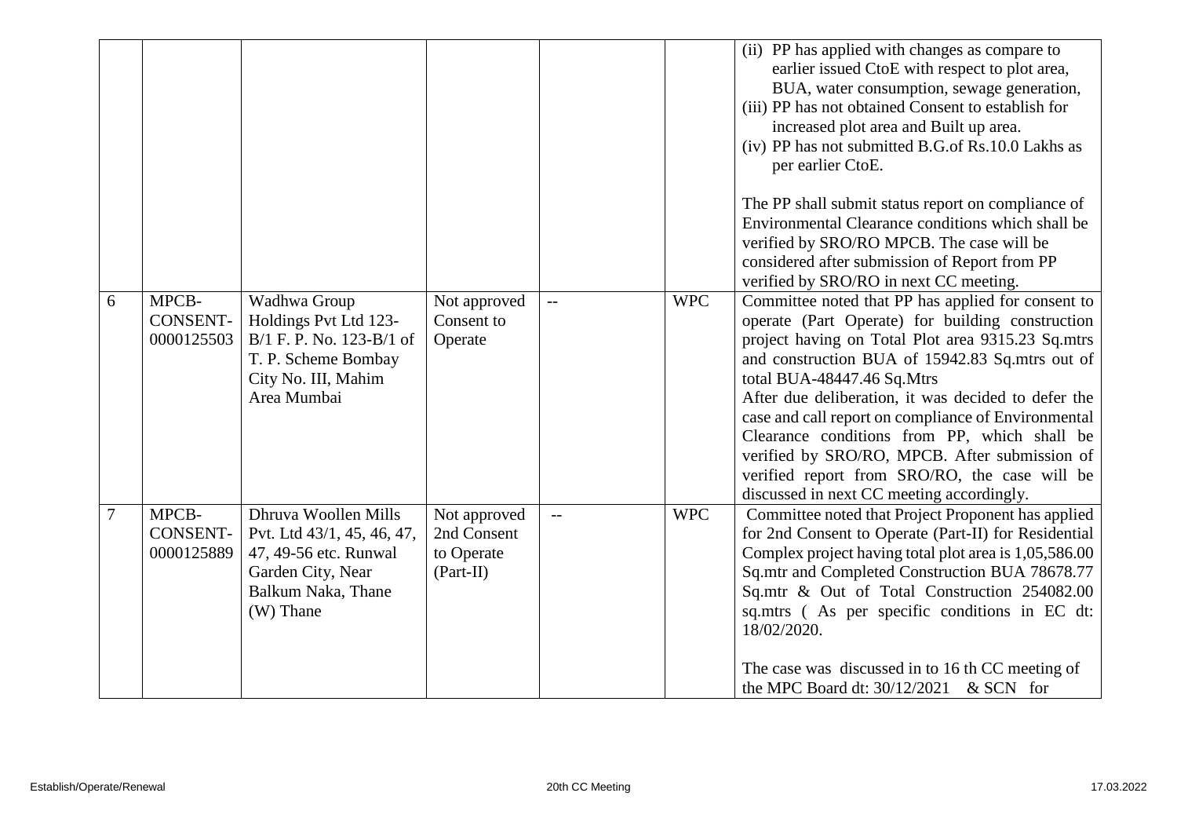|  |  |  |  |  |  | (ii) PP has applied with changes as compare to earlier issued CtoE with respect to plot area, BUA, water consumption, sewage generation,<br>(iii) PP has not obtained Consent to establish for increased plot area and Built up area.<br>(iv) PP has not submitted B.G.of Rs.10.0 Lakhs as per earlier CtoE.<br><br>The PP shall submit status report on compliance of Environmental Clearance conditions which shall be verified by SRO/RO MPCB. The case will be considered after submission of Report from PP verified by SRO/RO in next CC meeting. |
|---|---|---|---|---|---|---|
| 6 | MPCB-CONSENT-0000125503 | Wadhwa Group Holdings Pvt Ltd 123-B/1 F. P. No. 123-B/1 of T. P. Scheme Bombay City No. III, Mahim Area Mumbai | Not approved Consent to Operate | -- | WPC | Committee noted that PP has applied for consent to operate (Part Operate) for building construction project having on Total Plot area 9315.23 Sq.mtrs and construction BUA of 15942.83 Sq.mtrs out of total BUA-48447.46 Sq.Mtrs<br>After due deliberation, it was decided to defer the case and call report on compliance of Environmental Clearance conditions from PP, which shall be verified by SRO/RO, MPCB. After submission of verified report from SRO/RO, the case will be discussed in next CC meeting accordingly. |
| 7 | MPCB-CONSENT-0000125889 | Dhruva Woollen Mills Pvt. Ltd 43/1, 45, 46, 47, 47, 49-56 etc. Runwal Garden City, Near Balkum Naka, Thane (W) Thane | Not approved 2nd Consent to Operate (Part-II) | -- | WPC | Committee noted that Project Proponent has applied for 2nd Consent to Operate (Part-II) for Residential Complex project having total plot area is 1,05,586.00 Sq.mtr and Completed Construction BUA 78678.77 Sq.mtr & Out of Total Construction 254082.00 sq.mtrs ( As per specific conditions in EC dt: 18/02/2020.<br><br>The case was discussed in to 16 th CC meeting of the MPC Board dt: 30/12/2021 & SCN for |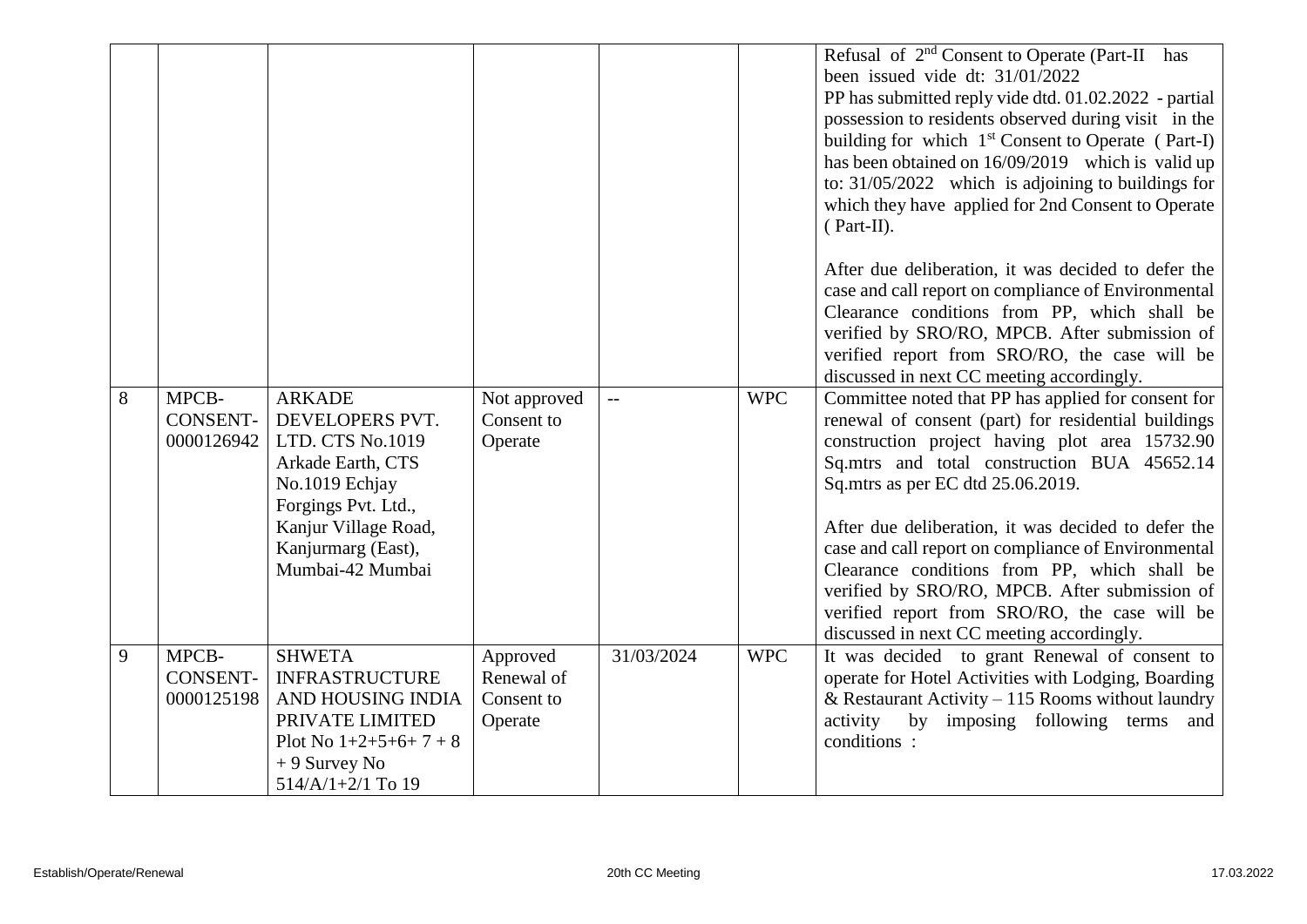| | | | | | | |
|---|---|---|---|---|---|---|
| | | | | | | Refusal of 2[nd] Consent to Operate (Part-II has been issued vide dt: 31/01/2022<br>PP has submitted reply vide dtd. 01.02.2022 - partial possession to residents observed during visit in the building for which 1[st] Consent to Operate ( Part-I) has been obtained on 16/09/2019 which is valid up to: 31/05/2022 which is adjoining to buildings for which they have applied for 2nd Consent to Operate ( Part-II).<br><br>After due deliberation, it was decided to defer the case and call report on compliance of Environmental Clearance conditions from PP, which shall be verified by SRO/RO, MPCB. After submission of verified report from SRO/RO, the case will be discussed in next CC meeting accordingly. |
| 8 | MPCB-CONSENT-0000126942 | ARKADE DEVELOPERS PVT. LTD. CTS No.1019 Arkade Earth, CTS No.1019 Echjay Forgings Pvt. Ltd., Kanjur Village Road, Kanjurmarg (East), Mumbai-42 Mumbai | Not approved Consent to Operate | -- | WPC | Committee noted that PP has applied for consent for renewal of consent (part) for residential buildings construction project having plot area 15732.90 Sq.mtrs and total construction BUA 45652.14 Sq.mtrs as per EC dtd 25.06.2019.<br><br>After due deliberation, it was decided to defer the case and call report on compliance of Environmental Clearance conditions from PP, which shall be verified by SRO/RO, MPCB. After submission of verified report from SRO/RO, the case will be discussed in next CC meeting accordingly. |
| 9 | MPCB-CONSENT-0000125198 | SHWETA INFRASTRUCTURE AND HOUSING INDIA PRIVATE LIMITED Plot No 1+2+5+6+ 7 + 8 + 9 Survey No 514/A/1+2/1 To 19 | Approved Renewal of Consent to Operate | 31/03/2024 | WPC | It was decided to grant Renewal of consent to operate for Hotel Activities with Lodging, Boarding & Restaurant Activity – 115 Rooms without laundry activity by imposing following terms and conditions : |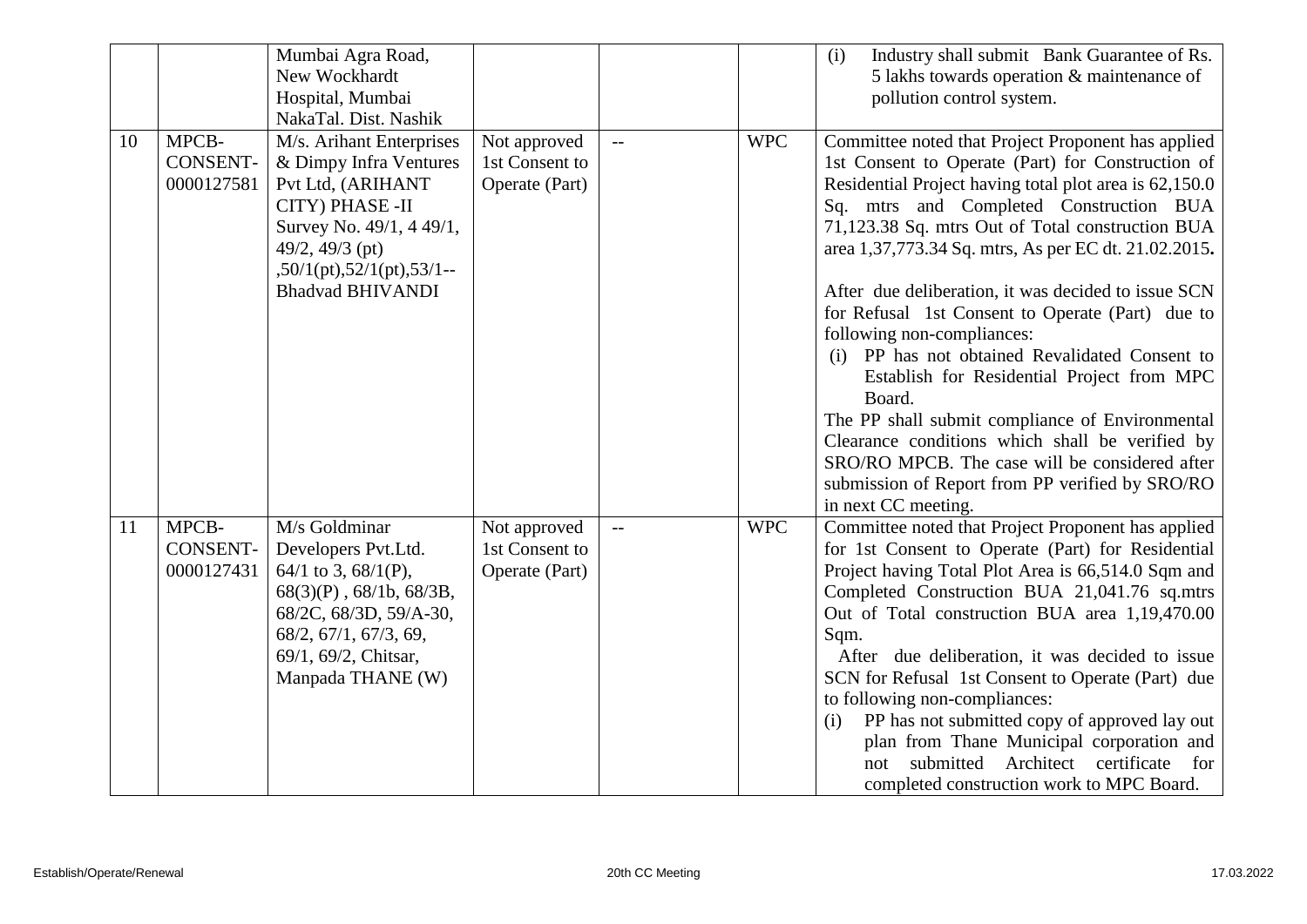|  |  |  |  |  |  |  |
|---|---|---|---|---|---|---|
|  |  | Mumbai Agra Road, New Wockhardt Hospital, Mumbai NakaTal. Dist. Nashik |  |  |  | (i) Industry shall submit Bank Guarantee of Rs. 5 lakhs towards operation & maintenance of pollution control system. |
| 10 | MPCB-CONSENT-0000127581 | M/s. Arihant Enterprises & Dimpy Infra Ventures Pvt Ltd, (ARIHANT CITY) PHASE -II Survey No. 49/1, 4 49/1, 49/2, 49/3 (pt) ,50/1(pt),52/1(pt),53/1--Bhadvad BHIVANDI | Not approved 1st Consent to Operate (Part) | -- | WPC | Committee noted that Project Proponent has applied 1st Consent to Operate (Part) for Construction of Residential Project having total plot area is 62,150.0 Sq. mtrs and Completed Construction BUA 71,123.38 Sq. mtrs Out of Total construction BUA area 1,37,773.34 Sq. mtrs, As per EC dt. 21.02.2015.<br><br>After due deliberation, it was decided to issue SCN for Refusal 1st Consent to Operate (Part) due to following non-compliances:<br>(i) PP has not obtained Revalidated Consent to Establish for Residential Project from MPC Board.<br>The PP shall submit compliance of Environmental Clearance conditions which shall be verified by SRO/RO MPCB. The case will be considered after submission of Report from PP verified by SRO/RO in next CC meeting. |
| 11 | MPCB-CONSENT-0000127431 | M/s Goldminar Developers Pvt.Ltd. 64/1 to 3, 68/1(P), 68(3)(P) , 68/1b, 68/3B, 68/2C, 68/3D, 59/A-30, 68/2, 67/1, 67/3, 69, 69/1, 69/2, Chitsar, Manpada THANE (W) | Not approved 1st Consent to Operate (Part) | -- | WPC | Committee noted that Project Proponent has applied for 1st Consent to Operate (Part) for Residential Project having Total Plot Area is 66,514.0 Sqm and Completed Construction BUA 21,041.76 sq.mtrs Out of Total construction BUA area 1,19,470.00 Sqm.<br>After due deliberation, it was decided to issue SCN for Refusal 1st Consent to Operate (Part) due to following non-compliances:<br>(i) PP has not submitted copy of approved lay out plan from Thane Municipal corporation and not submitted Architect certificate for completed construction work to MPC Board. |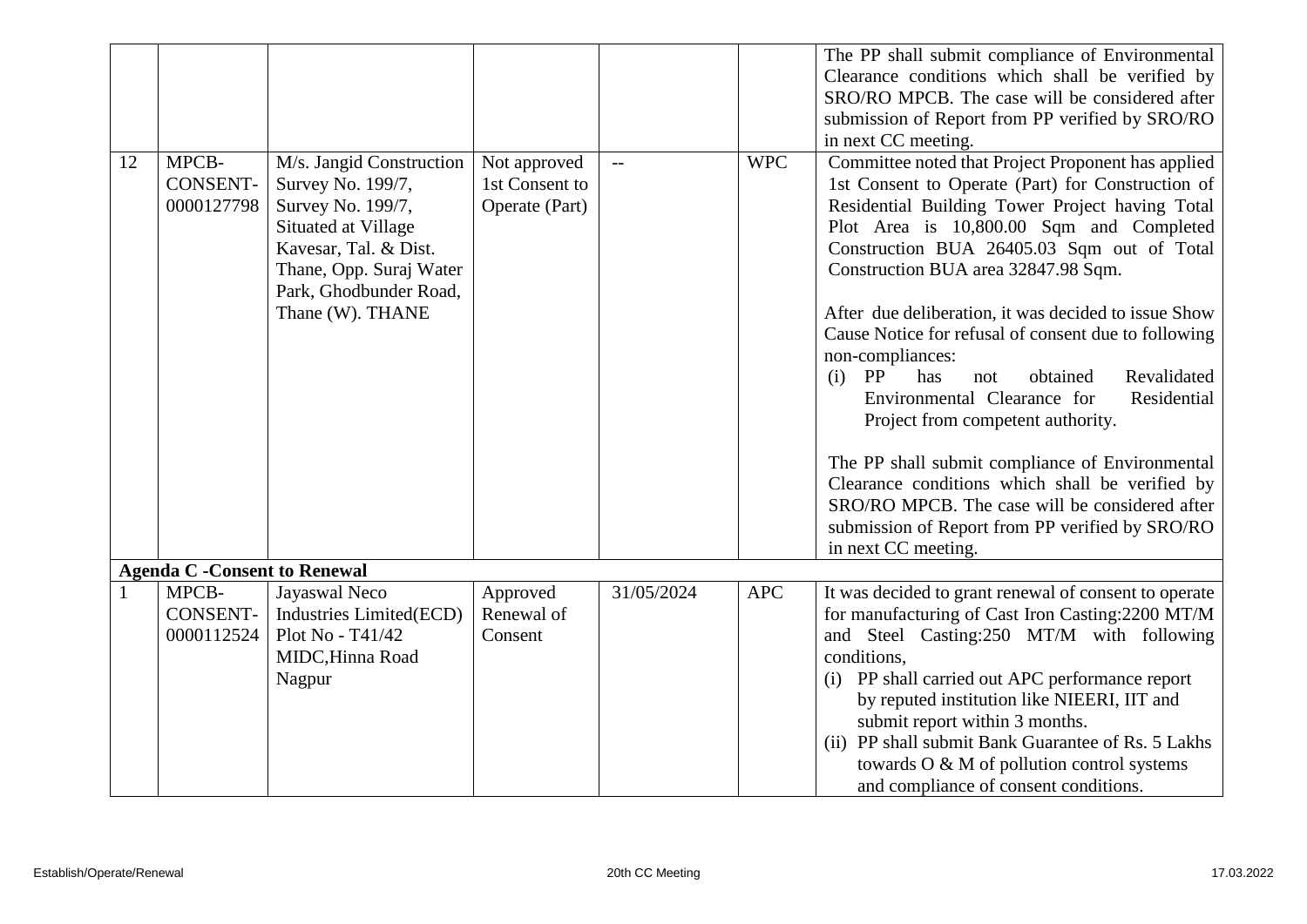| | | | | | | |
|---|---|---|---|---|---|---|
| | | | | | | The PP shall submit compliance of Environmental Clearance conditions which shall be verified by SRO/RO MPCB. The case will be considered after submission of Report from PP verified by SRO/RO in next CC meeting. |
| 12 | MPCB-CONSENT-0000127798 | M/s. Jangid Construction Survey No. 199/7, Survey No. 199/7, Situated at Village Kavesar, Tal. & Dist. Thane, Opp. Suraj Water Park, Ghodbunder Road, Thane (W). THANE | Not approved 1st Consent to Operate (Part) | -- | WPC | Committee noted that Project Proponent has applied 1st Consent to Operate (Part) for Construction of Residential Building Tower Project having Total Plot Area is 10,800.00 Sqm and Completed Construction BUA 26405.03 Sqm out of Total Construction BUA area 32847.98 Sqm.<br><br>After due deliberation, it was decided to issue Show Cause Notice for refusal of consent due to following non-compliances:<br>(i) PP has not obtained Revalidated Environmental Clearance for Residential Project from competent authority.<br><br>The PP shall submit compliance of Environmental Clearance conditions which shall be verified by SRO/RO MPCB. The case will be considered after submission of Report from PP verified by SRO/RO in next CC meeting. |
| **Agenda C -Consent to Renewal** | | | | | | |
| 1 | MPCB-CONSENT-0000112524 | Jayaswal Neco Industries Limited(ECD) Plot No - T41/42 MIDC,Hinna Road Nagpur | Approved Renewal of Consent | 31/05/2024 | APC | It was decided to grant renewal of consent to operate for manufacturing of Cast Iron Casting:2200 MT/M and Steel Casting:250 MT/M with following conditions,<br>(i) PP shall carried out APC performance report by reputed institution like NIEERI, IIT and submit report within 3 months.<br>(ii) PP shall submit Bank Guarantee of Rs. 5 Lakhs towards O & M of pollution control systems and compliance of consent conditions. |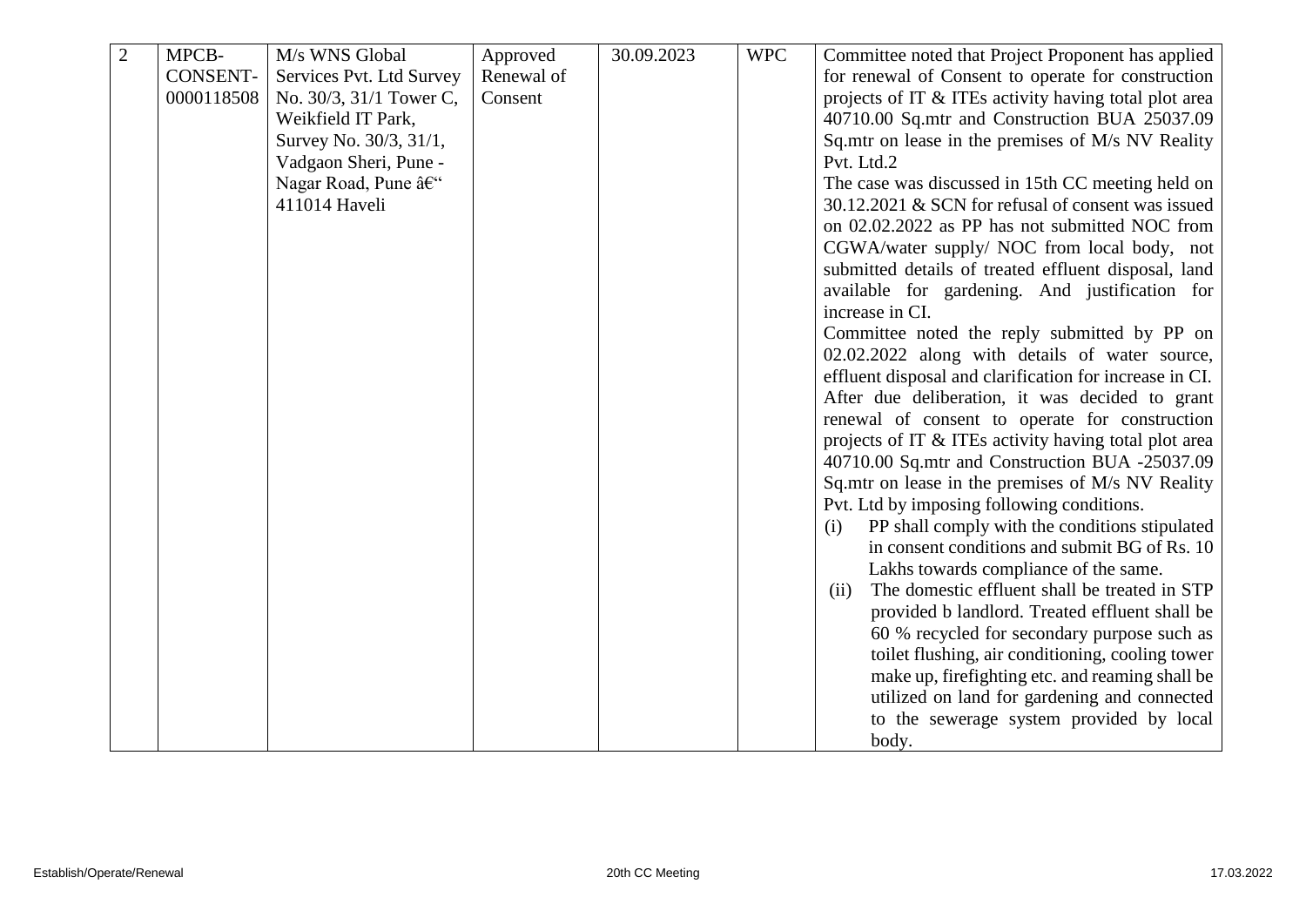| 2 | MPCB-CONSENT-0000118508 | M/s WNS Global Services Pvt. Ltd Survey No. 30/3, 31/1 Tower C, Weikfield IT Park, Survey No. 30/3, 31/1, Vadgaon Sheri, Pune - Nagar Road, Pune â€“ 411014 Haveli | Approved Renewal of Consent | 30.09.2023 | WPC | Committee noted that Project Proponent has applied for renewal of Consent to operate for construction projects of IT & ITEs activity having total plot area 40710.00 Sq.mtr and Construction BUA 25037.09 Sq.mtr on lease in the premises of M/s NV Reality Pvt. Ltd.2<br>The case was discussed in 15th CC meeting held on 30.12.2021 & SCN for refusal of consent was issued on 02.02.2022 as PP has not submitted NOC from CGWA/water supply/ NOC from local body, not submitted details of treated effluent disposal, land available for gardening. And justification for increase in CI.<br>Committee noted the reply submitted by PP on 02.02.2022 along with details of water source, effluent disposal and clarification for increase in CI. After due deliberation, it was decided to grant renewal of consent to operate for construction projects of IT & ITEs activity having total plot area 40710.00 Sq.mtr and Construction BUA -25037.09 Sq.mtr on lease in the premises of M/s NV Reality Pvt. Ltd by imposing following conditions.<br>(i) PP shall comply with the conditions stipulated in consent conditions and submit BG of Rs. 10 Lakhs towards compliance of the same.<br>(ii) The domestic effluent shall be treated in STP provided b landlord. Treated effluent shall be 60 % recycled for secondary purpose such as toilet flushing, air conditioning, cooling tower make up, firefighting etc. and reaming shall be utilized on land for gardening and connected to the sewerage system provided by local body. |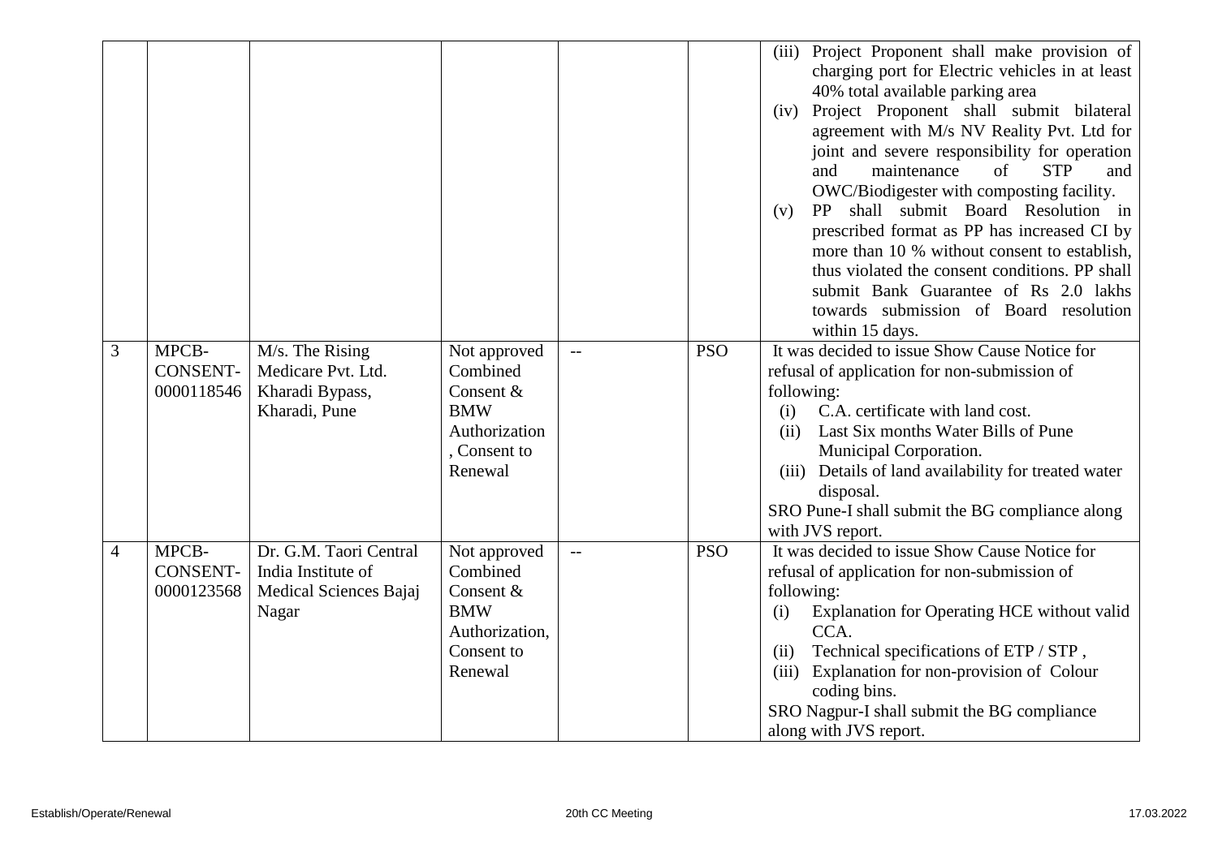|  |  |  |  |  |  |  |
|---|---|---|---|---|---|---|
|  |  |  |  |  |  | (iii) Project Proponent shall make provision of charging port for Electric vehicles in at least 40% total available parking area<br>(iv) Project Proponent shall submit bilateral agreement with M/s NV Reality Pvt. Ltd for joint and severe responsibility for operation and maintenance of STP and OWC/Biodigester with composting facility.<br>(v) PP shall submit Board Resolution in prescribed format as PP has increased CI by more than 10 % without consent to establish, thus violated the consent conditions. PP shall submit Bank Guarantee of Rs 2.0 lakhs towards submission of Board resolution within 15 days. |
| 3 | MPCB-CONSENT-0000118546 | M/s. The Rising Medicare Pvt. Ltd. Kharadi Bypass, Kharadi, Pune | Not approved Combined Consent & BMW Authorization, Consent to Renewal | -- | PSO | It was decided to issue Show Cause Notice for refusal of application for non-submission of following:<br>(i) C.A. certificate with land cost.<br>(ii) Last Six months Water Bills of Pune Municipal Corporation.<br>(iii) Details of land availability for treated water disposal.<br>SRO Pune-I shall submit the BG compliance along with JVS report. |
| 4 | MPCB-CONSENT-0000123568 | Dr. G.M. Taori Central India Institute of Medical Sciences Bajaj Nagar | Not approved Combined Consent & BMW Authorization, Consent to Renewal | -- | PSO | It was decided to issue Show Cause Notice for refusal of application for non-submission of following:<br>(i) Explanation for Operating HCE without valid CCA.<br>(ii) Technical specifications of ETP / STP ,<br>(iii) Explanation for non-provision of Colour coding bins.<br>SRO Nagpur-I shall submit the BG compliance along with JVS report. |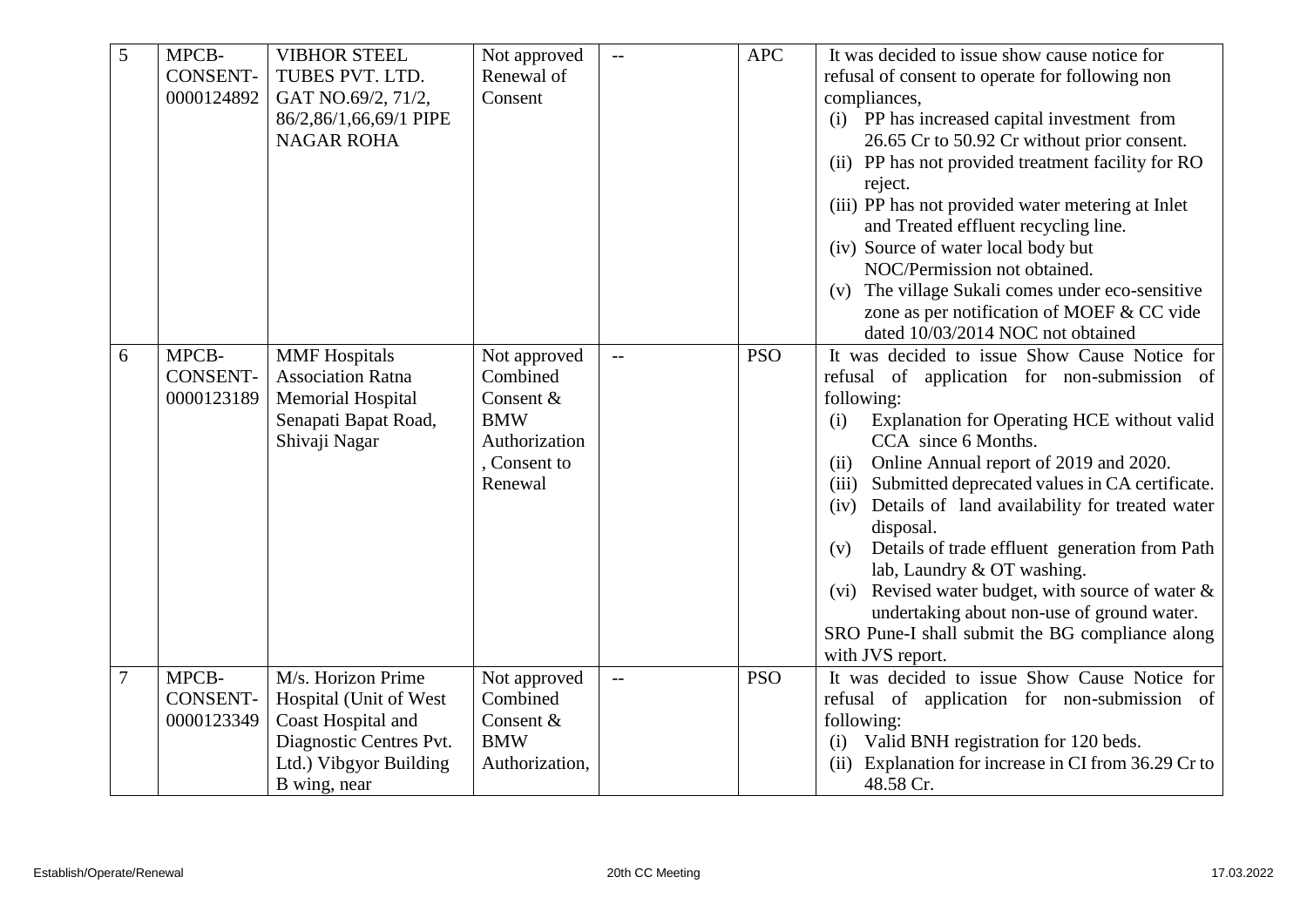| 5 | MPCB-CONSENT-0000124892 | VIBHOR STEEL TUBES PVT. LTD. GAT NO.69/2, 71/2, 86/2,86/1,66,69/1 PIPE NAGAR ROHA | Not approved Renewal of Consent | -- | APC | It was decided to issue show cause notice for refusal of consent to operate for following non compliances,<br>(i) PP has increased capital investment from 26.65 Cr to 50.92 Cr without prior consent.<br>(ii) PP has not provided treatment facility for RO reject.<br>(iii) PP has not provided water metering at Inlet and Treated effluent recycling line.<br>(iv) Source of water local body but NOC/Permission not obtained.<br>(v) The village Sukali comes under eco-sensitive zone as per notification of MOEF & CC vide dated 10/03/2014 NOC not obtained |
|---|---|---|---|---|---|---|
| 6 | MPCB-CONSENT-0000123189 | MMF Hospitals Association Ratna Memorial Hospital Senapati Bapat Road, Shivaji Nagar | Not approved Combined Consent & BMW Authorization, Consent to Renewal | -- | PSO | It was decided to issue Show Cause Notice for refusal of application for non-submission of following:<br>(i) Explanation for Operating HCE without valid CCA since 6 Months.<br>(ii) Online Annual report of 2019 and 2020.<br>(iii) Submitted deprecated values in CA certificate.<br>(iv) Details of land availability for treated water disposal.<br>(v) Details of trade effluent generation from Path lab, Laundry & OT washing.<br>(vi) Revised water budget, with source of water & undertaking about non-use of ground water.<br>SRO Pune-I shall submit the BG compliance along with JVS report. |
| 7 | MPCB-CONSENT-0000123349 | M/s. Horizon Prime Hospital (Unit of West Coast Hospital and Diagnostic Centres Pvt. Ltd.) Vibgyor Building B wing, near | Not approved Combined Consent & BMW Authorization, | -- | PSO | It was decided to issue Show Cause Notice for refusal of application for non-submission of following:<br>(i) Valid BNH registration for 120 beds.<br>(ii) Explanation for increase in CI from 36.29 Cr to 48.58 Cr. |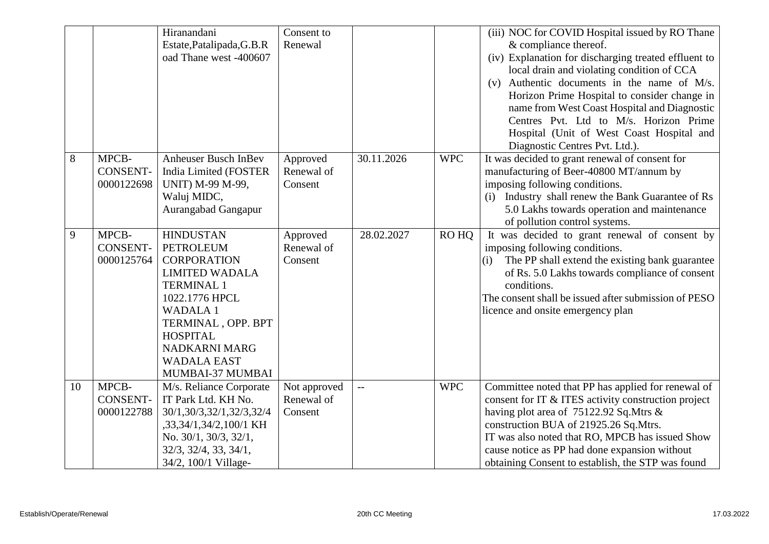| | | | | | | |
|---|---|---|---|---|---|---|
| | | Hiranandani Estate,Patalipada,G.B.Road Thane west -400607 | Consent to Renewal | | | (iii) NOC for COVID Hospital issued by RO Thane & compliance thereof.<br>(iv) Explanation for discharging treated effluent to local drain and violating condition of CCA<br>(v) Authentic documents in the name of M/s. Horizon Prime Hospital to consider change in name from West Coast Hospital and Diagnostic Centres Pvt. Ltd to M/s. Horizon Prime Hospital (Unit of West Coast Hospital and Diagnostic Centres Pvt. Ltd.). |
| 8 | MPCB-CONSENT-0000122698 | Anheuser Busch InBev India Limited (FOSTER UNIT) M-99 M-99, Waluj MIDC, Aurangabad Gangapur | Approved Renewal of Consent | 30.11.2026 | WPC | It was decided to grant renewal of consent for manufacturing of Beer-40800 MT/annum by imposing following conditions.<br>(i) Industry shall renew the Bank Guarantee of Rs 5.0 Lakhs towards operation and maintenance of pollution control systems. |
| 9 | MPCB-CONSENT-0000125764 | HINDUSTAN PETROLEUM CORPORATION LIMITED WADALA TERMINAL 1 1022.1776 HPCL WADALA 1 TERMINAL , OPP. BPT HOSPITAL NADKARNI MARG WADALA EAST MUMBAI-37 MUMBAI | Approved Renewal of Consent | 28.02.2027 | RO HQ | It was decided to grant renewal of consent by imposing following conditions.<br>(i) The PP shall extend the existing bank guarantee of Rs. 5.0 Lakhs towards compliance of consent conditions.<br>The consent shall be issued after submission of PESO licence and onsite emergency plan |
| 10 | MPCB-CONSENT-0000122788 | M/s. Reliance Corporate IT Park Ltd. KH No. 30/1,30/3,32/1,32/3,32/4,33,34/1,34/2,100/1 KH No. 30/1, 30/3, 32/1, 32/3, 32/4, 33, 34/1, 34/2, 100/1 Village- | Not approved Renewal of Consent | -- | WPC | Committee noted that PP has applied for renewal of consent for IT & ITES activity construction project having plot area of 75122.92 Sq.Mtrs & construction BUA of 21925.26 Sq.Mtrs.<br>IT was also noted that RO, MPCB has issued Show cause notice as PP had done expansion without obtaining Consent to establish, the STP was found |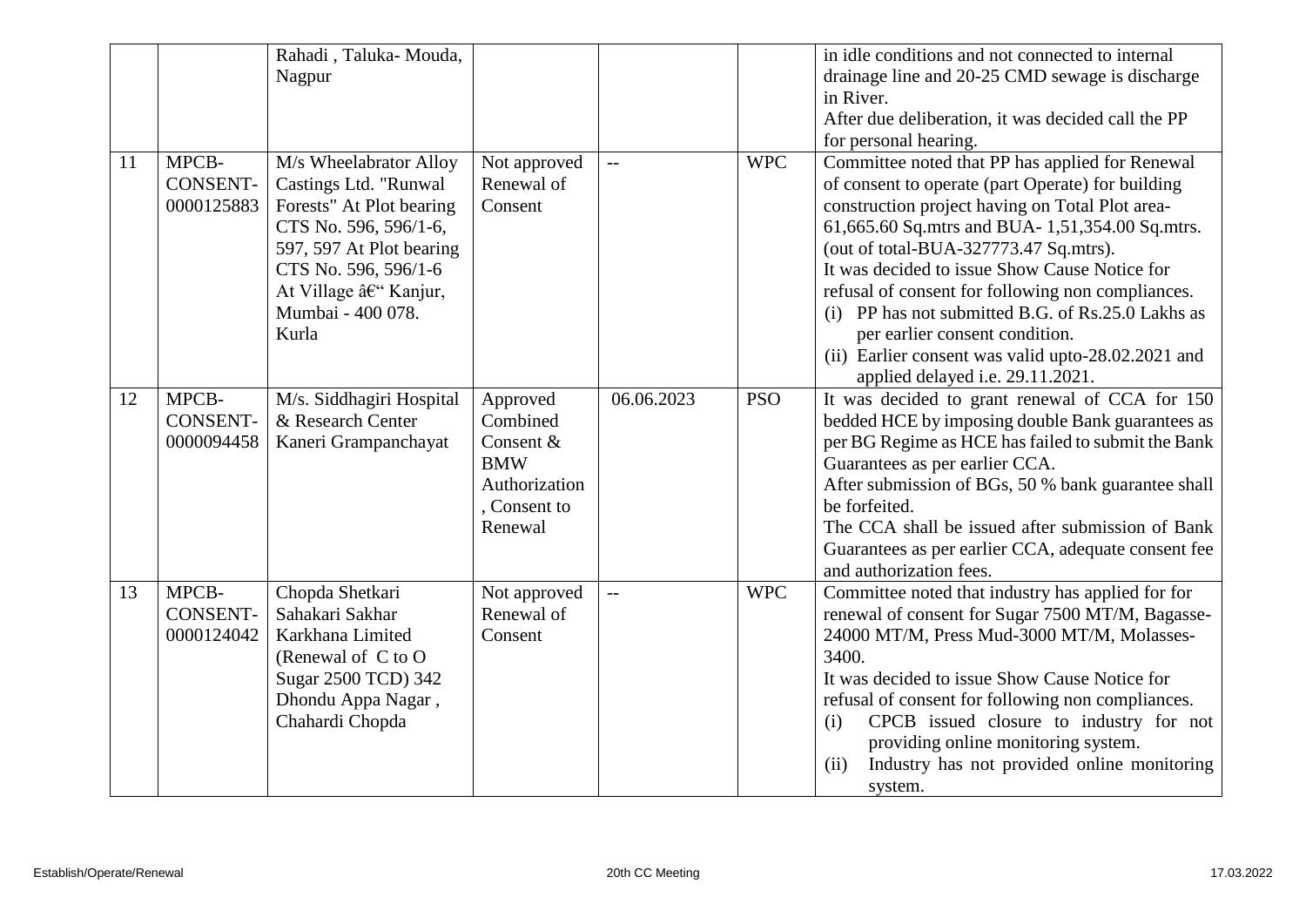|  |  |  |  |  |  |  |
|---|---|---|---|---|---|---|
|  |  | Rahadi , Taluka- Mouda, Nagpur |  |  |  | in idle conditions and not connected to internal drainage line and 20-25 CMD sewage is discharge in River.<br>After due deliberation, it was decided call the PP for personal hearing. |
| 11 | MPCB-CONSENT-0000125883 | M/s Wheelabrator Alloy Castings Ltd. "Runwal Forests" At Plot bearing CTS No. 596, 596/1-6, 597, 597 At Plot bearing CTS No. 596, 596/1-6 At Village â€“ Kanjur, Mumbai - 400 078. Kurla | Not approved Renewal of Consent | -- | WPC | Committee noted that PP has applied for Renewal of consent to operate (part Operate) for building construction project having on Total Plot area- 61,665.60 Sq.mtrs and BUA- 1,51,354.00 Sq.mtrs. (out of total-BUA-327773.47 Sq.mtrs).<br>It was decided to issue Show Cause Notice for refusal of consent for following non compliances.<br>(i) PP has not submitted B.G. of Rs.25.0 Lakhs as per earlier consent condition.<br>(ii) Earlier consent was valid upto-28.02.2021 and applied delayed i.e. 29.11.2021. |
| 12 | MPCB-CONSENT-0000094458 | M/s. Siddhagiri Hospital & Research Center Kaneri Grampanchayat | Approved Combined Consent & BMW Authorization , Consent to Renewal | 06.06.2023 | PSO | It was decided to grant renewal of CCA for 150 bedded HCE by imposing double Bank guarantees as per BG Regime as HCE has failed to submit the Bank Guarantees as per earlier CCA.<br>After submission of BGs, 50 % bank guarantee shall be forfeited.<br>The CCA shall be issued after submission of Bank Guarantees as per earlier CCA, adequate consent fee and authorization fees. |
| 13 | MPCB-CONSENT-0000124042 | Chopda Shetkari Sahakari Sakhar Karkhana Limited (Renewal of C to O Sugar 2500 TCD) 342 Dhondu Appa Nagar , Chahardi Chopda | Not approved Renewal of Consent | -- | WPC | Committee noted that industry has applied for for renewal of consent for Sugar 7500 MT/M, Bagasse- 24000 MT/M, Press Mud-3000 MT/M, Molasses- 3400.<br>It was decided to issue Show Cause Notice for refusal of consent for following non compliances.<br>(i) CPCB issued closure to industry for not providing online monitoring system.<br>(ii) Industry has not provided online monitoring system. |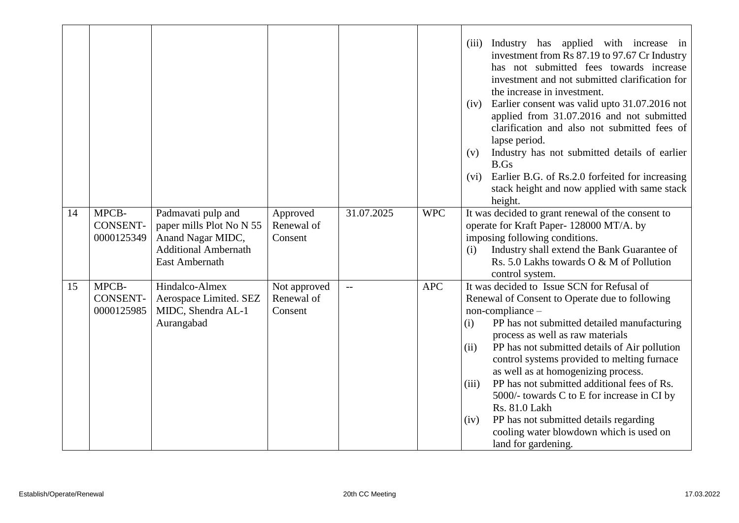| | | | | | | |
|---|---|---|---|---|---|---|
| | | | | | | (iii) Industry has applied with increase in investment from Rs 87.19 to 97.67 Cr Industry has not submitted fees towards increase investment and not submitted clarification for the increase in investment.<br>(iv) Earlier consent was valid upto 31.07.2016 not applied from 31.07.2016 and not submitted clarification and also not submitted fees of lapse period.<br>(v) Industry has not submitted details of earlier B.Gs<br>(vi) Earlier B.G. of Rs.2.0 forfeited for increasing stack height and now applied with same stack height. |
| 14 | MPCB-CONSENT-0000125349 | Padmavati pulp and paper mills Plot No N 55 Anand Nagar MIDC, Additional Ambernath East Ambernath | Approved Renewal of Consent | 31.07.2025 | WPC | It was decided to grant renewal of the consent to operate for Kraft Paper- 128000 MT/A. by imposing following conditions.<br>(i) Industry shall extend the Bank Guarantee of Rs. 5.0 Lakhs towards O & M of Pollution control system. |
| 15 | MPCB-CONSENT-0000125985 | Hindalco-Almex Aerospace Limited. SEZ MIDC, Shendra AL-1 Aurangabad | Not approved Renewal of Consent | -- | APC | It was decided to Issue SCN for Refusal of Renewal of Consent to Operate due to following non-compliance –<br>(i) PP has not submitted detailed manufacturing process as well as raw materials<br>(ii) PP has not submitted details of Air pollution control systems provided to melting furnace as well as at homogenizing process.<br>(iii) PP has not submitted additional fees of Rs. 5000/- towards C to E for increase in CI by Rs. 81.0 Lakh<br>(iv) PP has not submitted details regarding cooling water blowdown which is used on land for gardening. |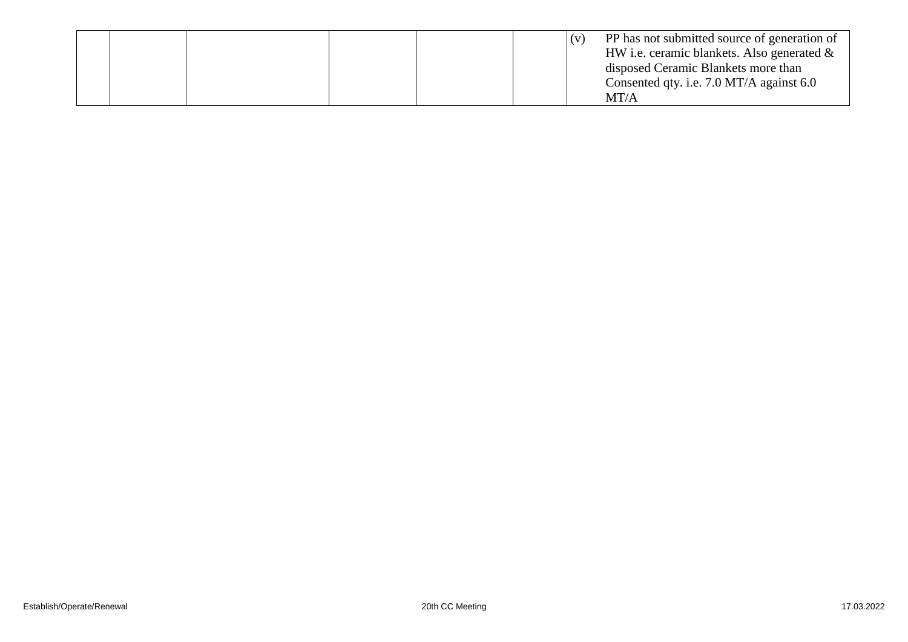| | | | | | | | |
|---|---|---|---|---|---|---|---|
| | | | | | | (v) | PP has not submitted source of generation of HW i.e. ceramic blankets. Also generated & disposed Ceramic Blankets more than Consented qty. i.e. 7.0 MT/A against 6.0 MT/A |